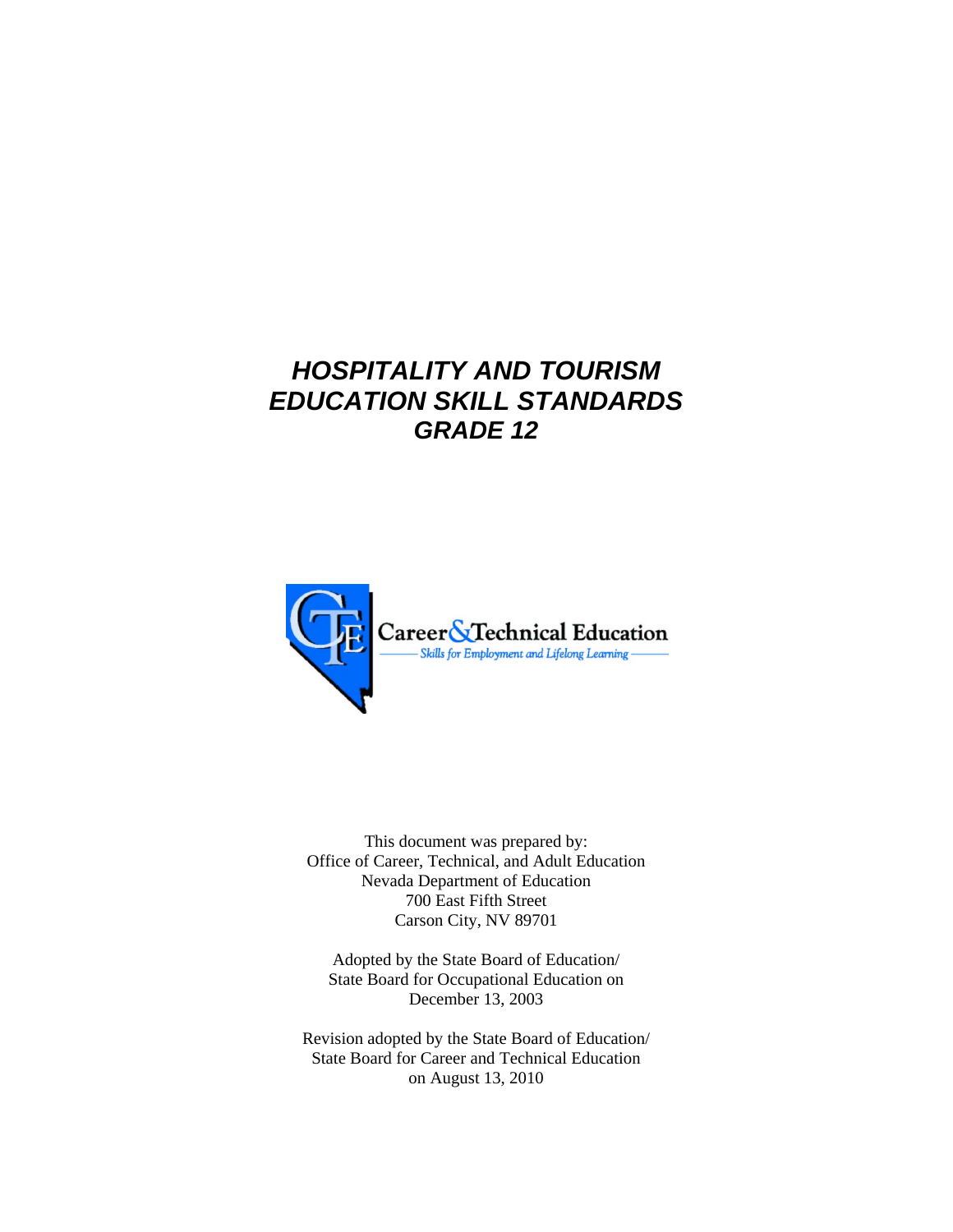# *HOSPITALITY AND TOURISM EDUCATION SKILL STANDARDS GRADE 12*

Career & Technical Education
Skills for Employment and Lifelong Learning

This document was prepared by:
Office of Career, Technical, and Adult Education
Nevada Department of Education
700 East Fifth Street
Carson City, NV 89701

Adopted by the State Board of Education/
State Board for Occupational Education on
December 13, 2003

Revision adopted by the State Board of Education/
State Board for Career and Technical Education
on August 13, 2010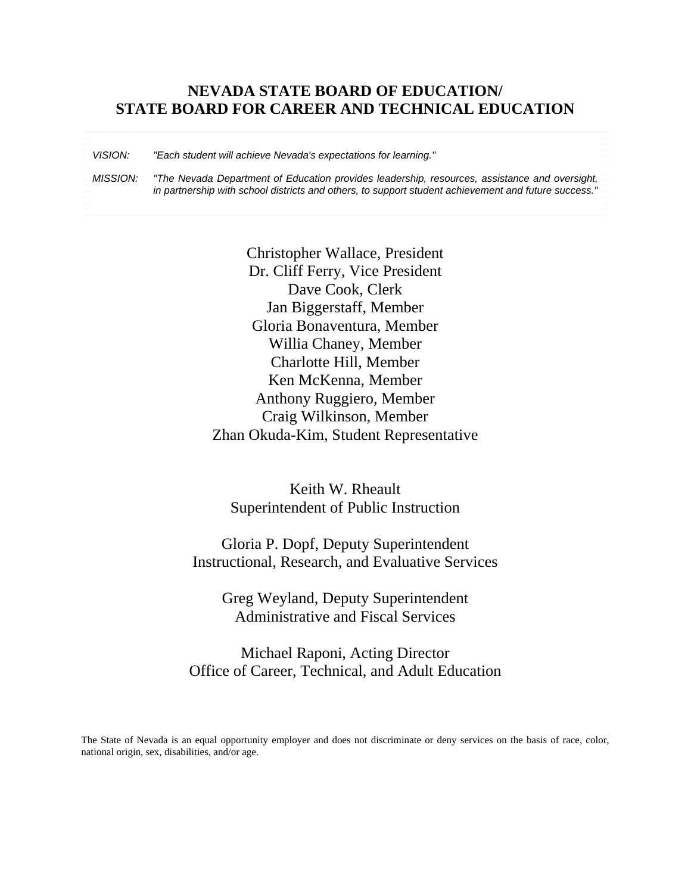# NEVADA STATE BOARD OF EDUCATION/
# STATE BOARD FOR CAREER AND TECHNICAL EDUCATION

*VISION:* *"Each student will achieve Nevada's expectations for learning."*

*MISSION:* *"The Nevada Department of Education provides leadership, resources, assistance and oversight, in partnership with school districts and others, to support student achievement and future success."*

Christopher Wallace, President
Dr. Cliff Ferry, Vice President
Dave Cook, Clerk
Jan Biggerstaff, Member
Gloria Bonaventura, Member
Willia Chaney, Member
Charlotte Hill, Member
Ken McKenna, Member
Anthony Ruggiero, Member
Craig Wilkinson, Member
Zhan Okuda-Kim, Student Representative

Keith W. Rheault
Superintendent of Public Instruction

Gloria P. Dopf, Deputy Superintendent
Instructional, Research, and Evaluative Services

Greg Weyland, Deputy Superintendent
Administrative and Fiscal Services

Michael Raponi, Acting Director
Office of Career, Technical, and Adult Education

The State of Nevada is an equal opportunity employer and does not discriminate or deny services on the basis of race, color, national origin, sex, disabilities, and/or age.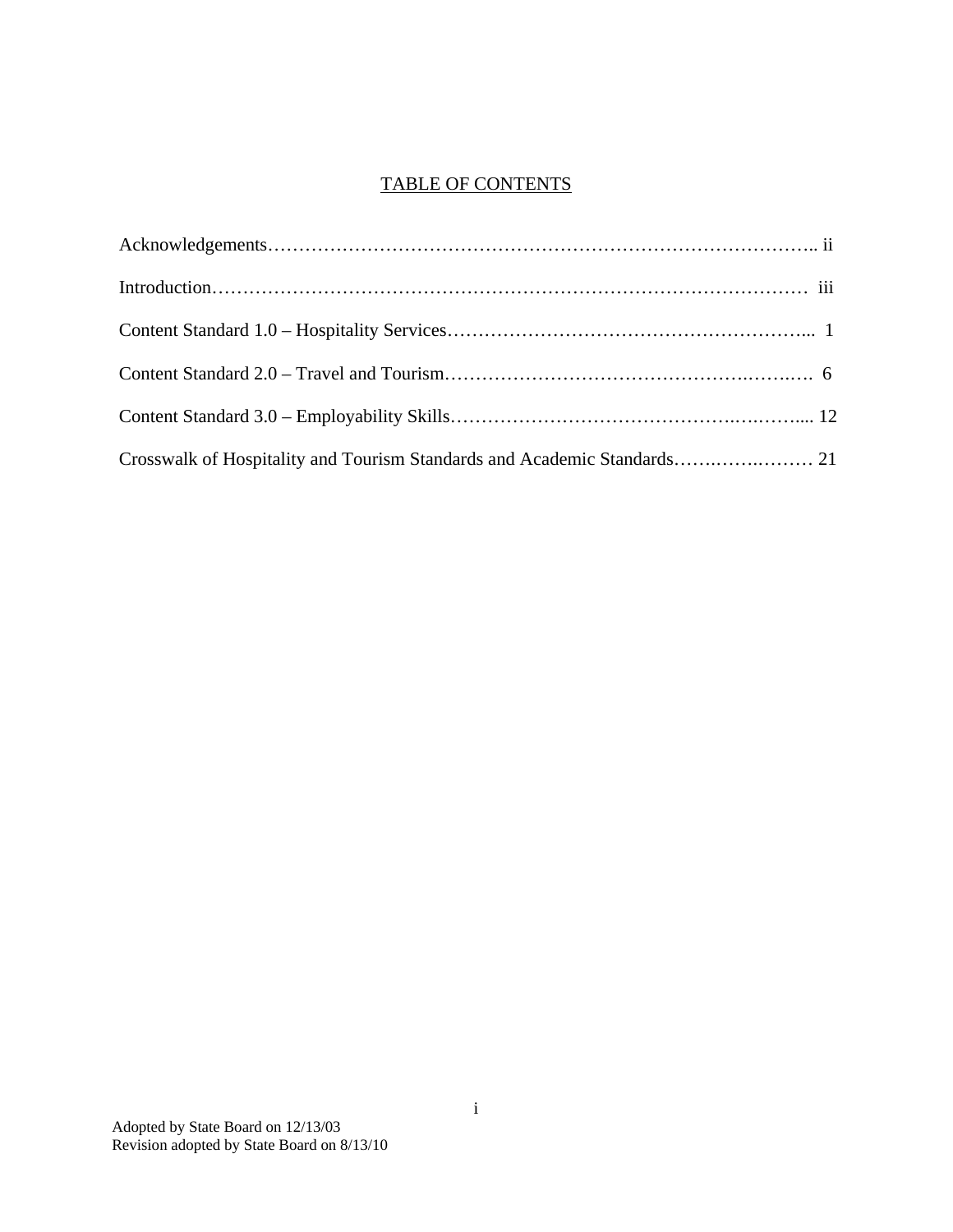# TABLE OF CONTENTS

Acknowledgements……………………………………………………………………………….. ii

Introduction…………………………………………………………………………………… iii

Content Standard 1.0 – Hospitality Services………………………………………………... 1

Content Standard 2.0 – Travel and Tourism…………………………………………….……. 6

Content Standard 3.0 – Employability Skills…………………………………….….……... 12

Crosswalk of Hospitality and Tourism Standards and Academic Standards…….…….……… 21

Adopted by State Board on 12/13/03
Revision adopted by State Board on 8/13/10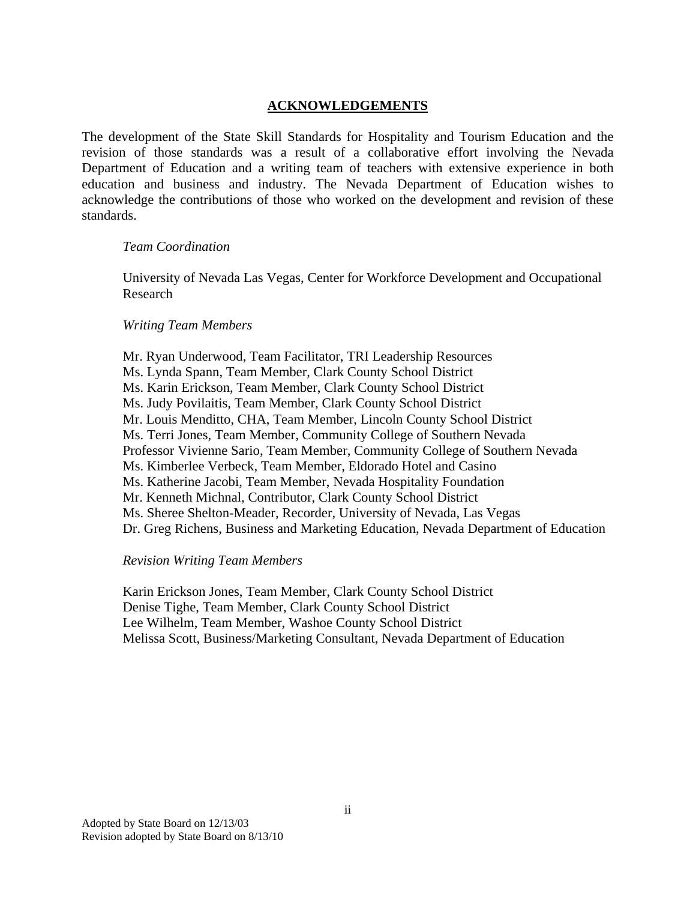## ACKNOWLEDGEMENTS

The development of the State Skill Standards for Hospitality and Tourism Education and the revision of those standards was a result of a collaborative effort involving the Nevada Department of Education and a writing team of teachers with extensive experience in both education and business and industry. The Nevada Department of Education wishes to acknowledge the contributions of those who worked on the development and revision of these standards.

*Team Coordination*

University of Nevada Las Vegas, Center for Workforce Development and Occupational Research

*Writing Team Members*

Mr. Ryan Underwood, Team Facilitator, TRI Leadership Resources
Ms. Lynda Spann, Team Member, Clark County School District
Ms. Karin Erickson, Team Member, Clark County School District
Ms. Judy Povilaitis, Team Member, Clark County School District
Mr. Louis Menditto, CHA, Team Member, Lincoln County School District
Ms. Terri Jones, Team Member, Community College of Southern Nevada
Professor Vivienne Sario, Team Member, Community College of Southern Nevada
Ms. Kimberlee Verbeck, Team Member, Eldorado Hotel and Casino
Ms. Katherine Jacobi, Team Member, Nevada Hospitality Foundation
Mr. Kenneth Michnal, Contributor, Clark County School District
Ms. Sheree Shelton-Meader, Recorder, University of Nevada, Las Vegas
Dr. Greg Richens, Business and Marketing Education, Nevada Department of Education

*Revision Writing Team Members*

Karin Erickson Jones, Team Member, Clark County School District
Denise Tighe, Team Member, Clark County School District
Lee Wilhelm, Team Member, Washoe County School District
Melissa Scott, Business/Marketing Consultant, Nevada Department of Education

Adopted by State Board on 12/13/03
Revision adopted by State Board on 8/13/10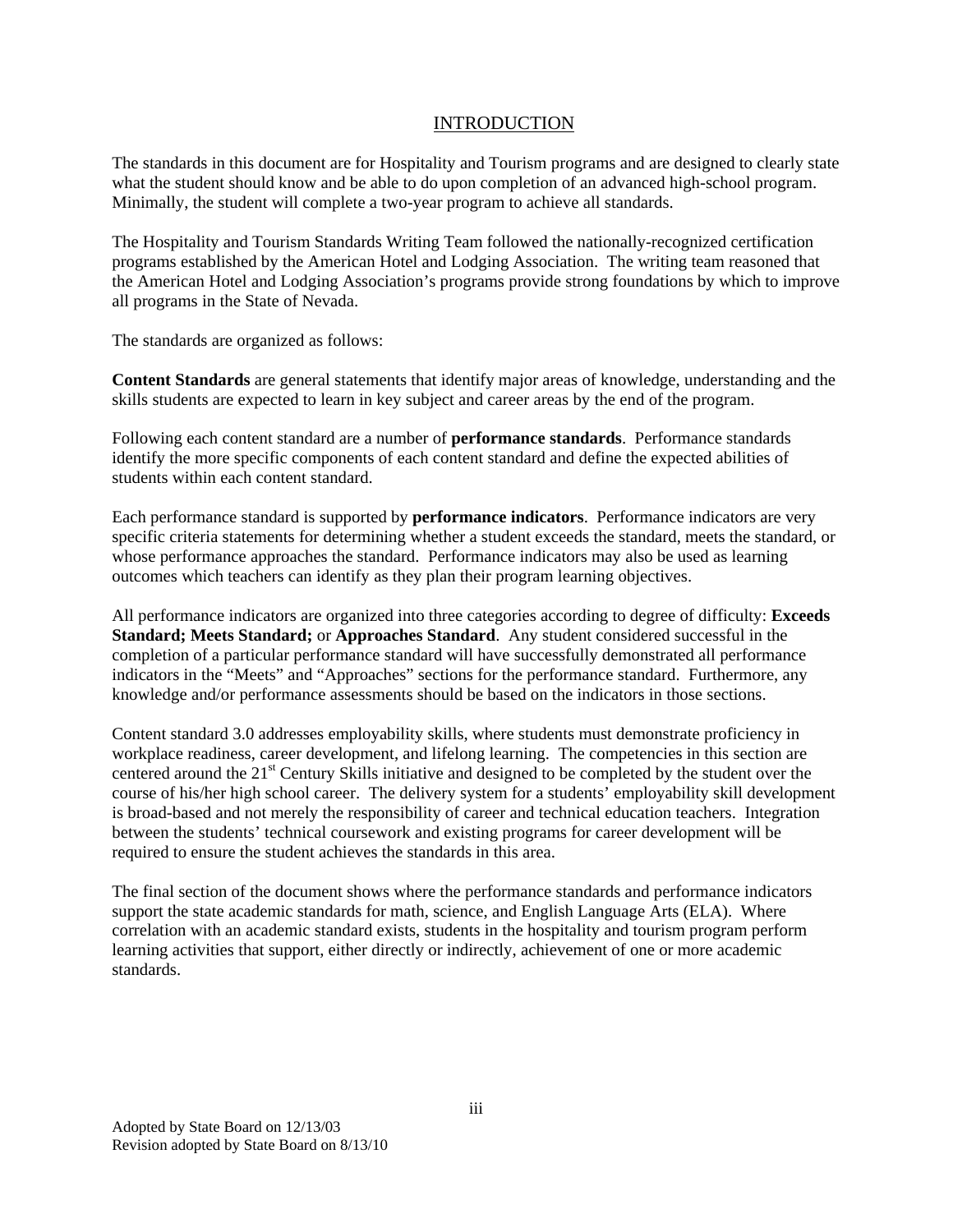# INTRODUCTION

The standards in this document are for Hospitality and Tourism programs and are designed to clearly state what the student should know and be able to do upon completion of an advanced high-school program. Minimally, the student will complete a two-year program to achieve all standards.

The Hospitality and Tourism Standards Writing Team followed the nationally-recognized certification programs established by the American Hotel and Lodging Association. The writing team reasoned that the American Hotel and Lodging Association's programs provide strong foundations by which to improve all programs in the State of Nevada.

The standards are organized as follows:

**Content Standards** are general statements that identify major areas of knowledge, understanding and the skills students are expected to learn in key subject and career areas by the end of the program.

Following each content standard are a number of **performance standards**. Performance standards identify the more specific components of each content standard and define the expected abilities of students within each content standard.

Each performance standard is supported by **performance indicators**. Performance indicators are very specific criteria statements for determining whether a student exceeds the standard, meets the standard, or whose performance approaches the standard. Performance indicators may also be used as learning outcomes which teachers can identify as they plan their program learning objectives.

All performance indicators are organized into three categories according to degree of difficulty: **Exceeds Standard; Meets Standard;** or **Approaches Standard**. Any student considered successful in the completion of a particular performance standard will have successfully demonstrated all performance indicators in the "Meets" and "Approaches" sections for the performance standard. Furthermore, any knowledge and/or performance assessments should be based on the indicators in those sections.

Content standard 3.0 addresses employability skills, where students must demonstrate proficiency in workplace readiness, career development, and lifelong learning. The competencies in this section are centered around the 21st Century Skills initiative and designed to be completed by the student over the course of his/her high school career. The delivery system for a students' employability skill development is broad-based and not merely the responsibility of career and technical education teachers. Integration between the students' technical coursework and existing programs for career development will be required to ensure the student achieves the standards in this area.

The final section of the document shows where the performance standards and performance indicators support the state academic standards for math, science, and English Language Arts (ELA). Where correlation with an academic standard exists, students in the hospitality and tourism program perform learning activities that support, either directly or indirectly, achievement of one or more academic standards.

Adopted by State Board on 12/13/03
Revision adopted by State Board on 8/13/10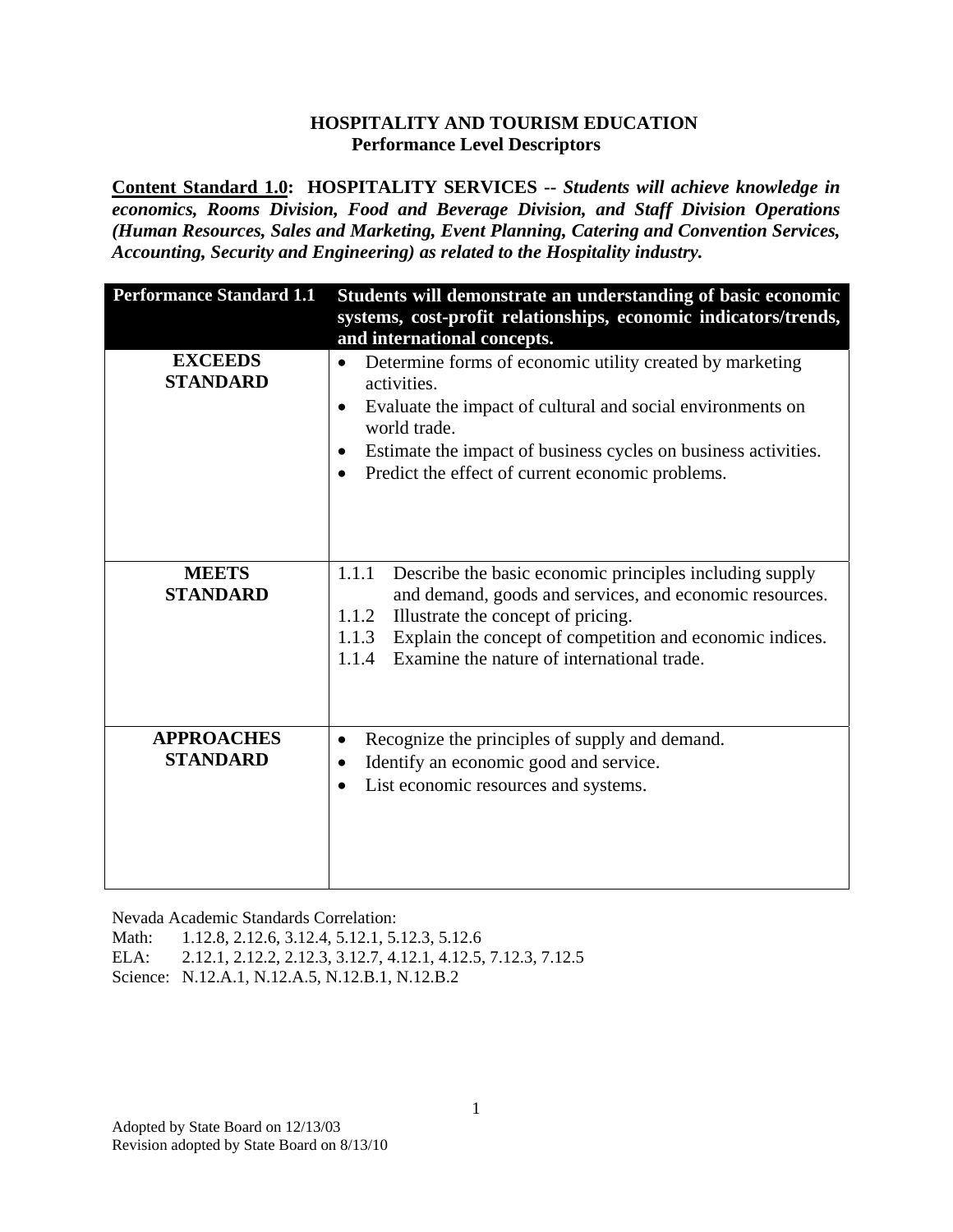# HOSPITALITY AND TOURISM EDUCATION
## Performance Level Descriptors

**Content Standard 1.0: HOSPITALITY SERVICES --** ***Students will achieve knowledge in economics, Rooms Division, Food and Beverage Division, and Staff Division Operations (Human Resources, Sales and Marketing, Event Planning, Catering and Convention Services, Accounting, Security and Engineering) as related to the Hospitality industry.***

| Performance Standard 1.1 | Students will demonstrate an understanding of basic economic systems, cost-profit relationships, economic indicators/trends, and international concepts. |
|---|---|
| **EXCEEDS STANDARD** | • Determine forms of economic utility created by marketing activities.<br>• Evaluate the impact of cultural and social environments on world trade.<br>• Estimate the impact of business cycles on business activities.<br>• Predict the effect of current economic problems. |
| **MEETS STANDARD** | 1.1.1 Describe the basic economic principles including supply and demand, goods and services, and economic resources.<br>1.1.2 Illustrate the concept of pricing.<br>1.1.3 Explain the concept of competition and economic indices.<br>1.1.4 Examine the nature of international trade. |
| **APPROACHES STANDARD** | • Recognize the principles of supply and demand.<br>• Identify an economic good and service.<br>• List economic resources and systems. |

Nevada Academic Standards Correlation:
Math: 1.12.8, 2.12.6, 3.12.4, 5.12.1, 5.12.3, 5.12.6
ELA: 2.12.1, 2.12.2, 2.12.3, 3.12.7, 4.12.1, 4.12.5, 7.12.3, 7.12.5
Science: N.12.A.1, N.12.A.5, N.12.B.1, N.12.B.2

Adopted by State Board on 12/13/03
Revision adopted by State Board on 8/13/10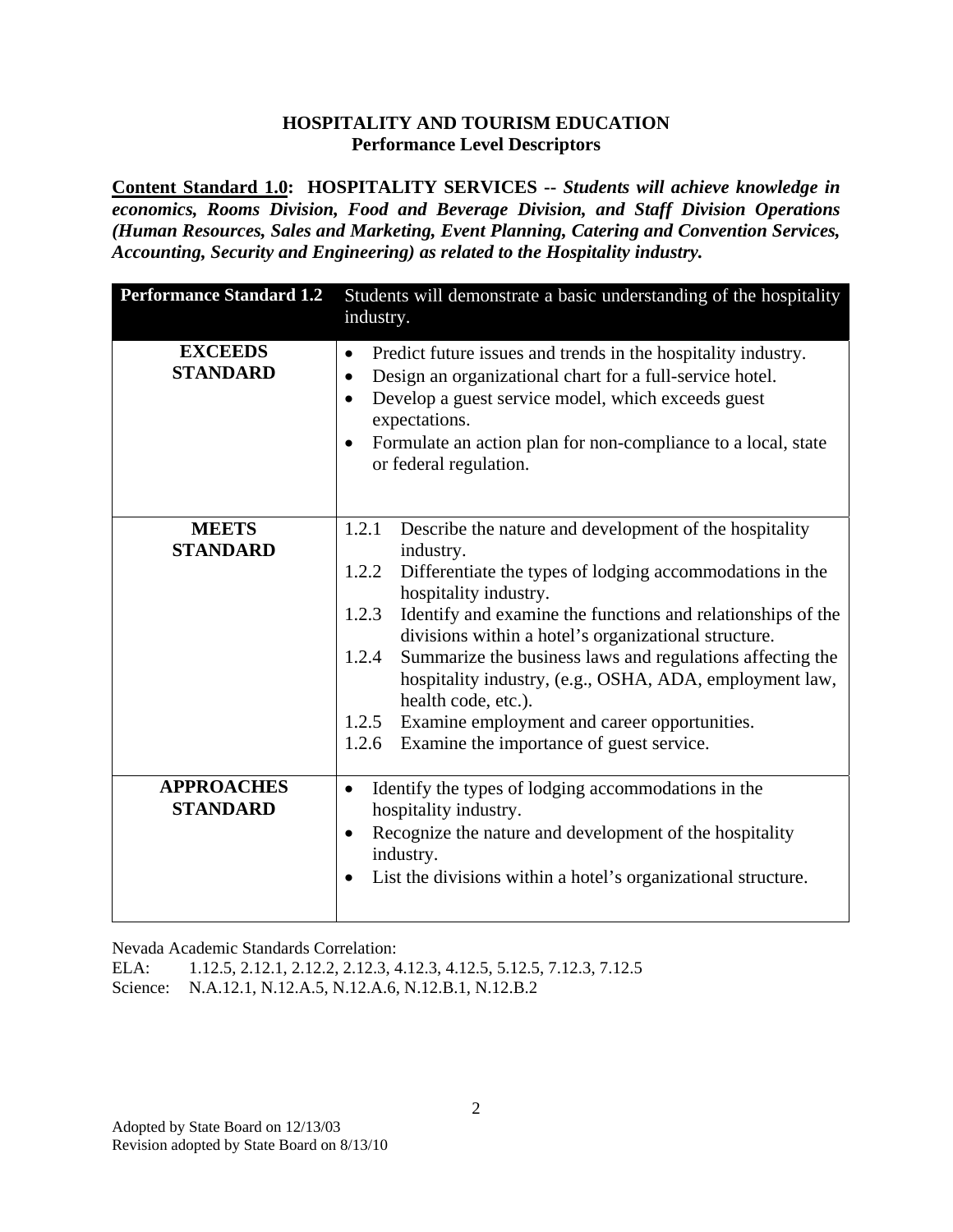**HOSPITALITY AND TOURISM EDUCATION**
**Performance Level Descriptors**

**Content Standard 1.0: HOSPITALITY SERVICES --** ***Students will achieve knowledge in economics, Rooms Division, Food and Beverage Division, and Staff Division Operations (Human Resources, Sales and Marketing, Event Planning, Catering and Convention Services, Accounting, Security and Engineering) as related to the Hospitality industry.***

| **Performance Standard 1.2** | Students will demonstrate a basic understanding of the hospitality industry. |
|---|---|
| **EXCEEDS STANDARD** | • Predict future issues and trends in the hospitality industry.<br>• Design an organizational chart for a full-service hotel.<br>• Develop a guest service model, which exceeds guest expectations.<br>• Formulate an action plan for non-compliance to a local, state or federal regulation. |
| **MEETS STANDARD** | 1.2.1 Describe the nature and development of the hospitality industry.<br>1.2.2 Differentiate the types of lodging accommodations in the hospitality industry.<br>1.2.3 Identify and examine the functions and relationships of the divisions within a hotel's organizational structure.<br>1.2.4 Summarize the business laws and regulations affecting the hospitality industry, (e.g., OSHA, ADA, employment law, health code, etc.).<br>1.2.5 Examine employment and career opportunities.<br>1.2.6 Examine the importance of guest service. |
| **APPROACHES STANDARD** | • Identify the types of lodging accommodations in the hospitality industry.<br>• Recognize the nature and development of the hospitality industry.<br>• List the divisions within a hotel's organizational structure. |

Nevada Academic Standards Correlation:
ELA: 1.12.5, 2.12.1, 2.12.2, 2.12.3, 4.12.3, 4.12.5, 5.12.5, 7.12.3, 7.12.5
Science: N.A.12.1, N.12.A.5, N.12.A.6, N.12.B.1, N.12.B.2

Adopted by State Board on 12/13/03
Revision adopted by State Board on 8/13/10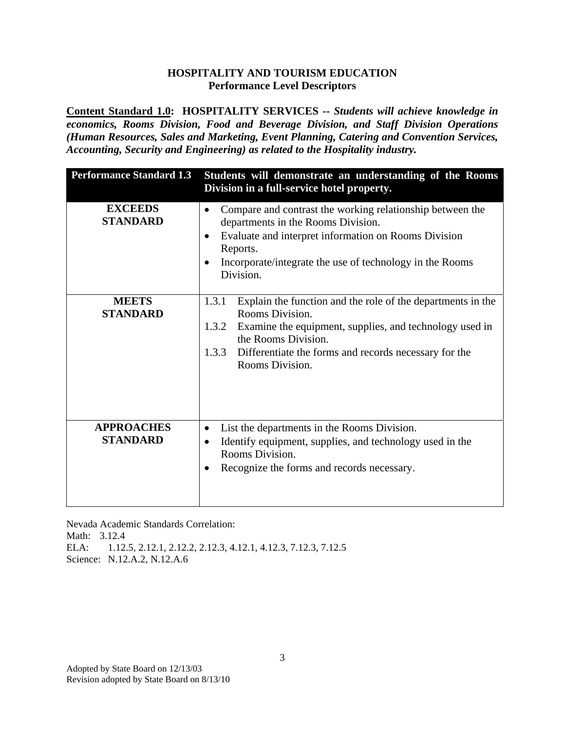**HOSPITALITY AND TOURISM EDUCATION**
**Performance Level Descriptors**

**Content Standard 1.0: HOSPITALITY SERVICES -- *Students will achieve knowledge in economics, Rooms Division, Food and Beverage Division, and Staff Division Operations (Human Resources, Sales and Marketing, Event Planning, Catering and Convention Services, Accounting, Security and Engineering) as related to the Hospitality industry.***

| Performance Standard 1.3 | Students will demonstrate an understanding of the Rooms Division in a full-service hotel property. |
|---|---|
| **EXCEEDS STANDARD** | • Compare and contrast the working relationship between the departments in the Rooms Division.<br>• Evaluate and interpret information on Rooms Division Reports.<br>• Incorporate/integrate the use of technology in the Rooms Division. |
| **MEETS STANDARD** | 1.3.1 Explain the function and the role of the departments in the Rooms Division.<br>1.3.2 Examine the equipment, supplies, and technology used in the Rooms Division.<br>1.3.3 Differentiate the forms and records necessary for the Rooms Division. |
| **APPROACHES STANDARD** | • List the departments in the Rooms Division.<br>• Identify equipment, supplies, and technology used in the Rooms Division.<br>• Recognize the forms and records necessary. |

Nevada Academic Standards Correlation:
Math: 3.12.4
ELA: 1.12.5, 2.12.1, 2.12.2, 2.12.3, 4.12.1, 4.12.3, 7.12.3, 7.12.5
Science: N.12.A.2, N.12.A.6

Adopted by State Board on 12/13/03
Revision adopted by State Board on 8/13/10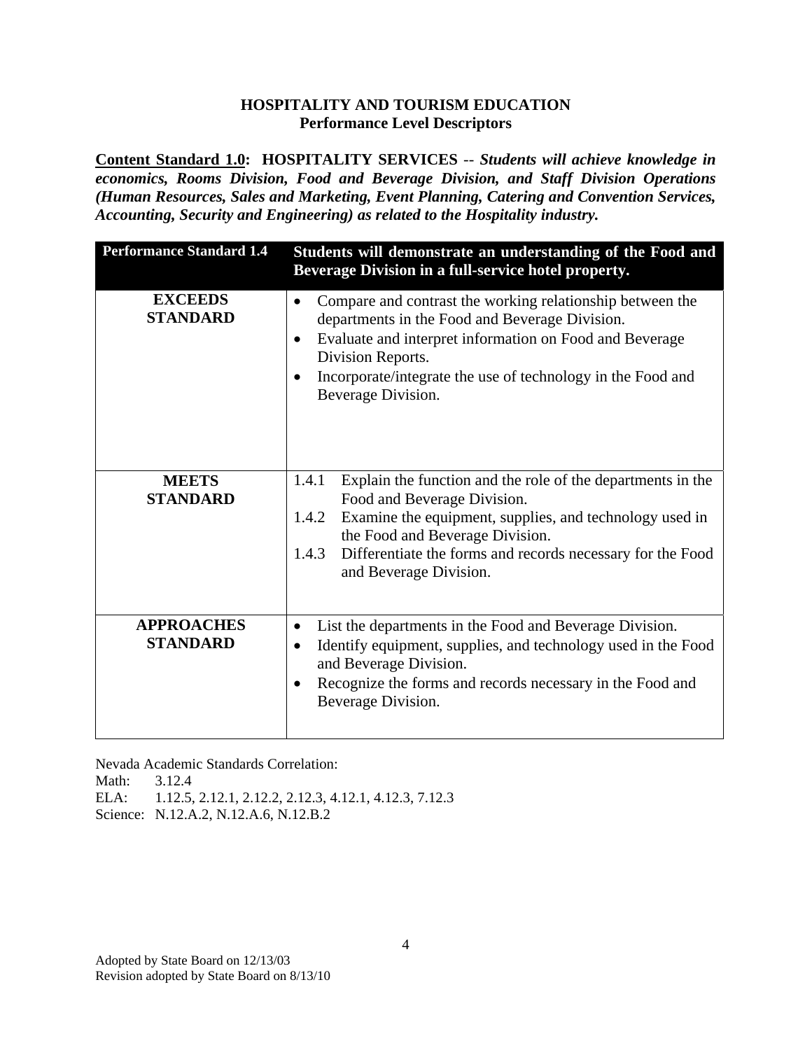**HOSPITALITY AND TOURISM EDUCATION**
**Performance Level Descriptors**

**Content Standard 1.0: HOSPITALITY SERVICES** -- ***Students will achieve knowledge in economics, Rooms Division, Food and Beverage Division, and Staff Division Operations (Human Resources, Sales and Marketing, Event Planning, Catering and Convention Services, Accounting, Security and Engineering) as related to the Hospitality industry.***

| **Performance Standard 1.4** | **Students will demonstrate an understanding of the Food and Beverage Division in a full-service hotel property.** |
|---|---|
| **EXCEEDS STANDARD** | • Compare and contrast the working relationship between the departments in the Food and Beverage Division.<br>• Evaluate and interpret information on Food and Beverage Division Reports.<br>• Incorporate/integrate the use of technology in the Food and Beverage Division. |
| **MEETS STANDARD** | 1.4.1 Explain the function and the role of the departments in the Food and Beverage Division.<br>1.4.2 Examine the equipment, supplies, and technology used in the Food and Beverage Division.<br>1.4.3 Differentiate the forms and records necessary for the Food and Beverage Division. |
| **APPROACHES STANDARD** | • List the departments in the Food and Beverage Division.<br>• Identify equipment, supplies, and technology used in the Food and Beverage Division.<br>• Recognize the forms and records necessary in the Food and Beverage Division. |

Nevada Academic Standards Correlation:
Math: 3.12.4
ELA: 1.12.5, 2.12.1, 2.12.2, 2.12.3, 4.12.1, 4.12.3, 7.12.3
Science: N.12.A.2, N.12.A.6, N.12.B.2

Adopted by State Board on 12/13/03
Revision adopted by State Board on 8/13/10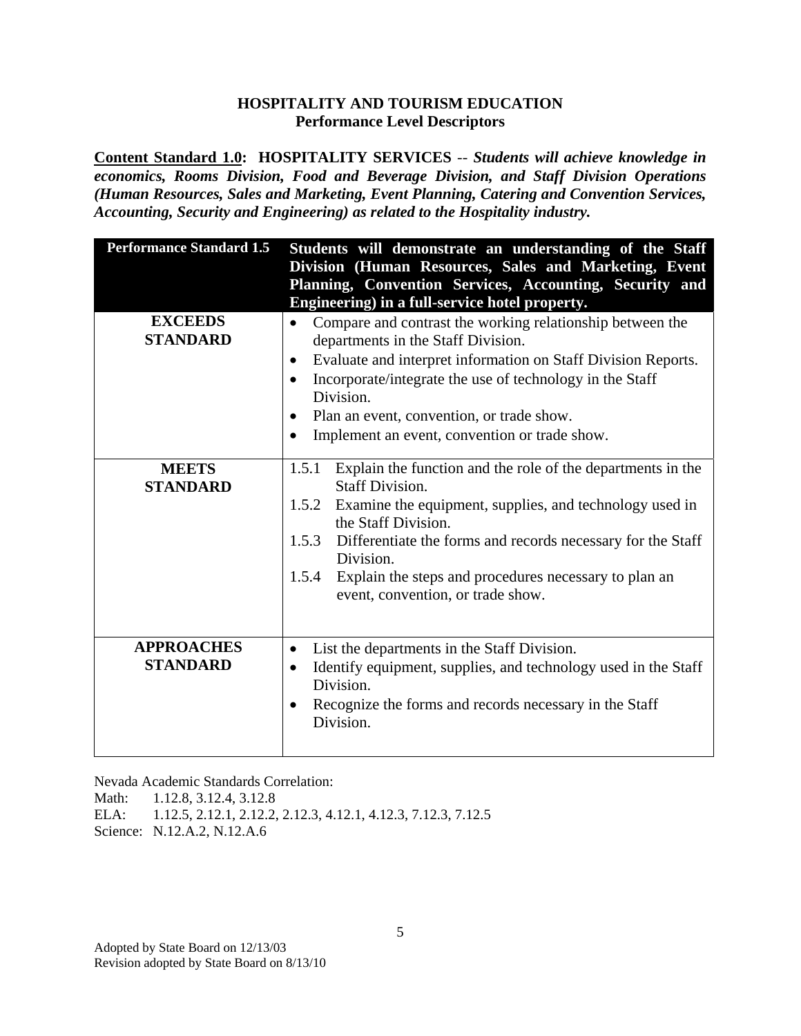# HOSPITALITY AND TOURISM EDUCATION
## Performance Level Descriptors

**<u>Content Standard 1.0</u>: HOSPITALITY SERVICES** -- ***Students will achieve knowledge in economics, Rooms Division, Food and Beverage Division, and Staff Division Operations (Human Resources, Sales and Marketing, Event Planning, Catering and Convention Services, Accounting, Security and Engineering) as related to the Hospitality industry.***

| **Performance Standard 1.5** | **Students will demonstrate an understanding of the Staff Division (Human Resources, Sales and Marketing, Event Planning, Convention Services, Accounting, Security and Engineering) in a full-service hotel property.** |
|---|---|
| **EXCEEDS STANDARD** | • Compare and contrast the working relationship between the departments in the Staff Division.<br>• Evaluate and interpret information on Staff Division Reports.<br>• Incorporate/integrate the use of technology in the Staff Division.<br>• Plan an event, convention, or trade show.<br>• Implement an event, convention or trade show. |
| **MEETS STANDARD** | 1.5.1 Explain the function and the role of the departments in the Staff Division.<br>1.5.2 Examine the equipment, supplies, and technology used in the Staff Division.<br>1.5.3 Differentiate the forms and records necessary for the Staff Division.<br>1.5.4 Explain the steps and procedures necessary to plan an event, convention, or trade show. |
| **APPROACHES STANDARD** | • List the departments in the Staff Division.<br>• Identify equipment, supplies, and technology used in the Staff Division.<br>• Recognize the forms and records necessary in the Staff Division. |

Nevada Academic Standards Correlation:
Math: 1.12.8, 3.12.4, 3.12.8
ELA: 1.12.5, 2.12.1, 2.12.2, 2.12.3, 4.12.1, 4.12.3, 7.12.3, 7.12.5
Science: N.12.A.2, N.12.A.6

Adopted by State Board on 12/13/03
Revision adopted by State Board on 8/13/10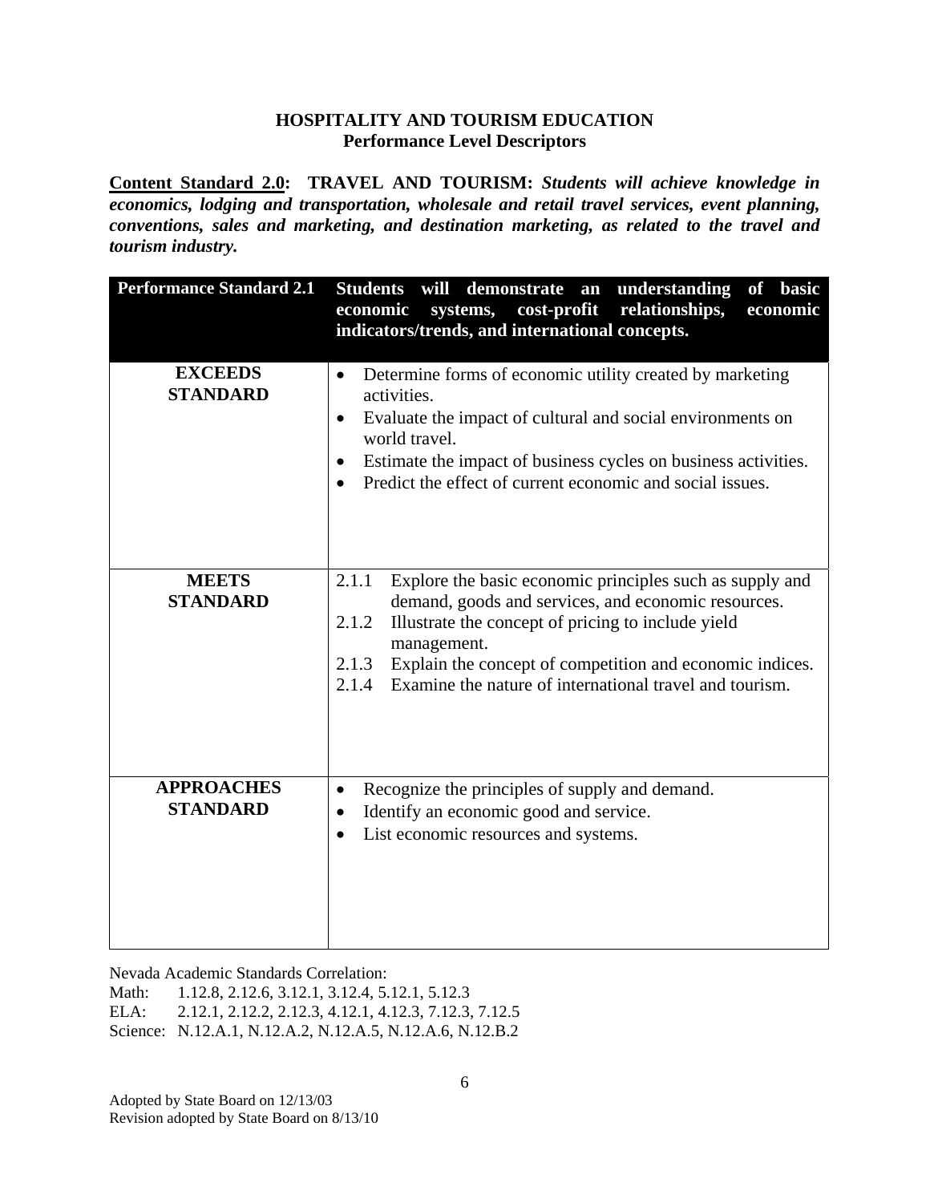**HOSPITALITY AND TOURISM EDUCATION**
**Performance Level Descriptors**

**<u>Content Standard 2.0</u>: TRAVEL AND TOURISM:** ***Students will achieve knowledge in economics, lodging and transportation, wholesale and retail travel services, event planning, conventions, sales and marketing, and destination marketing, as related to the travel and tourism industry.***

| **Performance Standard 2.1** | **Students will demonstrate an understanding of basic economic systems, cost-profit relationships, economic indicators/trends, and international concepts.** |
|---|---|
| **EXCEEDS STANDARD** | • Determine forms of economic utility created by marketing activities.<br>• Evaluate the impact of cultural and social environments on world travel.<br>• Estimate the impact of business cycles on business activities.<br>• Predict the effect of current economic and social issues. |
| **MEETS STANDARD** | 2.1.1 Explore the basic economic principles such as supply and demand, goods and services, and economic resources.<br>2.1.2 Illustrate the concept of pricing to include yield management.<br>2.1.3 Explain the concept of competition and economic indices.<br>2.1.4 Examine the nature of international travel and tourism. |
| **APPROACHES STANDARD** | • Recognize the principles of supply and demand.<br>• Identify an economic good and service.<br>• List economic resources and systems. |

Nevada Academic Standards Correlation:
Math: 1.12.8, 2.12.6, 3.12.1, 3.12.4, 5.12.1, 5.12.3
ELA: 2.12.1, 2.12.2, 2.12.3, 4.12.1, 4.12.3, 7.12.3, 7.12.5
Science: N.12.A.1, N.12.A.2, N.12.A.5, N.12.A.6, N.12.B.2

Adopted by State Board on 12/13/03
Revision adopted by State Board on 8/13/10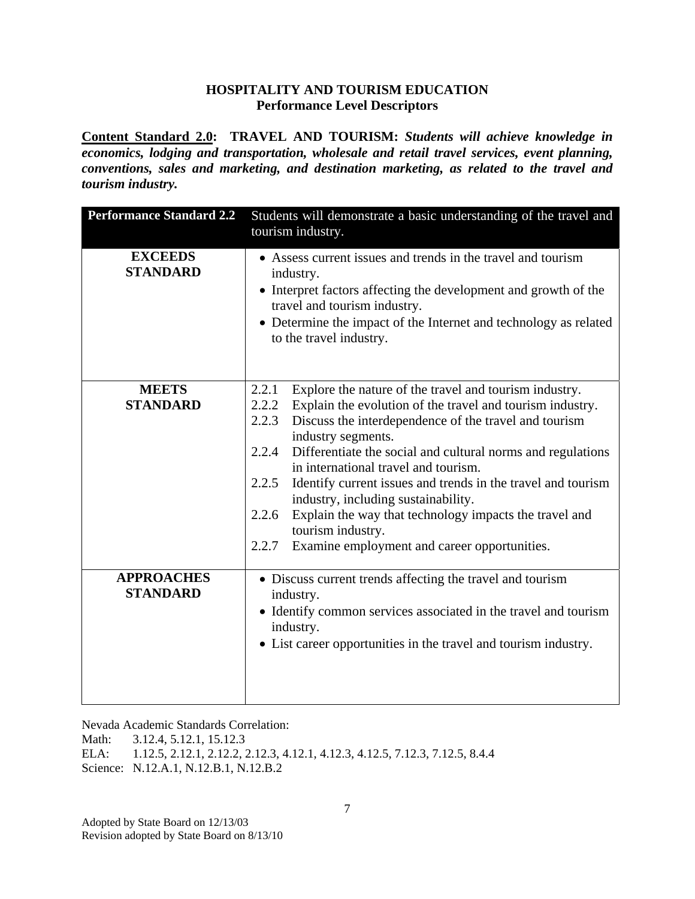# HOSPITALITY AND TOURISM EDUCATION
## Performance Level Descriptors

**Content Standard 2.0: TRAVEL AND TOURISM:** ***Students will achieve knowledge in economics, lodging and transportation, wholesale and retail travel services, event planning, conventions, sales and marketing, and destination marketing, as related to the travel and tourism industry.***

| **Performance Standard 2.2** | Students will demonstrate a basic understanding of the travel and tourism industry. |
|---|---|
| **EXCEEDS STANDARD** | • Assess current issues and trends in the travel and tourism industry.<br>• Interpret factors affecting the development and growth of the travel and tourism industry.<br>• Determine the impact of the Internet and technology as related to the travel industry. |
| **MEETS STANDARD** | 2.2.1 Explore the nature of the travel and tourism industry.<br>2.2.2 Explain the evolution of the travel and tourism industry.<br>2.2.3 Discuss the interdependence of the travel and tourism industry segments.<br>2.2.4 Differentiate the social and cultural norms and regulations in international travel and tourism.<br>2.2.5 Identify current issues and trends in the travel and tourism industry, including sustainability.<br>2.2.6 Explain the way that technology impacts the travel and tourism industry.<br>2.2.7 Examine employment and career opportunities. |
| **APPROACHES STANDARD** | • Discuss current trends affecting the travel and tourism industry.<br>• Identify common services associated in the travel and tourism industry.<br>• List career opportunities in the travel and tourism industry. |

Nevada Academic Standards Correlation:
Math: 3.12.4, 5.12.1, 15.12.3
ELA: 1.12.5, 2.12.1, 2.12.2, 2.12.3, 4.12.1, 4.12.3, 4.12.5, 7.12.3, 7.12.5, 8.4.4
Science: N.12.A.1, N.12.B.1, N.12.B.2

Adopted by State Board on 12/13/03
Revision adopted by State Board on 8/13/10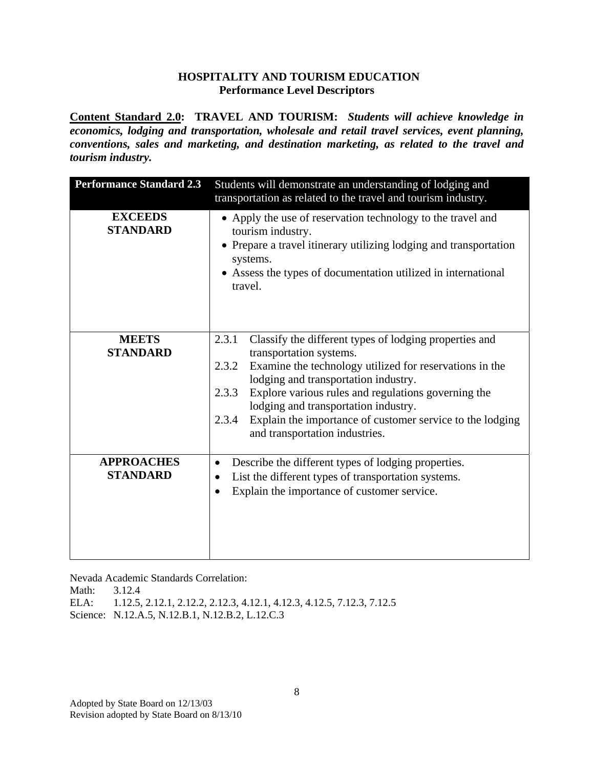**HOSPITALITY AND TOURISM EDUCATION**
**Performance Level Descriptors**

**Content Standard 2.0: TRAVEL AND TOURISM:** ***Students will achieve knowledge in economics, lodging and transportation, wholesale and retail travel services, event planning, conventions, sales and marketing, and destination marketing, as related to the travel and tourism industry.***

| **Performance Standard 2.3** | Students will demonstrate an understanding of lodging and transportation as related to the travel and tourism industry. |
|---|---|
| **EXCEEDS STANDARD** | • Apply the use of reservation technology to the travel and tourism industry.<br>• Prepare a travel itinerary utilizing lodging and transportation systems.<br>• Assess the types of documentation utilized in international travel. |
| **MEETS STANDARD** | 2.3.1 Classify the different types of lodging properties and transportation systems.<br>2.3.2 Examine the technology utilized for reservations in the lodging and transportation industry.<br>2.3.3 Explore various rules and regulations governing the lodging and transportation industry.<br>2.3.4 Explain the importance of customer service to the lodging and transportation industries. |
| **APPROACHES STANDARD** | • Describe the different types of lodging properties.<br>• List the different types of transportation systems.<br>• Explain the importance of customer service. |

Nevada Academic Standards Correlation:
Math: 3.12.4
ELA: 1.12.5, 2.12.1, 2.12.2, 2.12.3, 4.12.1, 4.12.3, 4.12.5, 7.12.3, 7.12.5
Science: N.12.A.5, N.12.B.1, N.12.B.2, L.12.C.3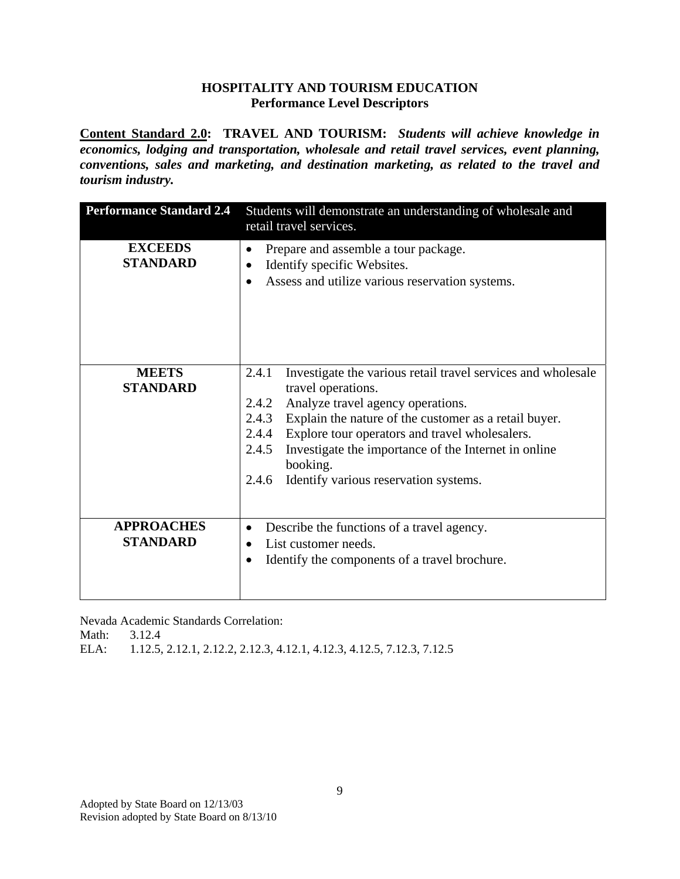**HOSPITALITY AND TOURISM EDUCATION**
**Performance Level Descriptors**

**Content Standard 2.0: TRAVEL AND TOURISM:** ***Students will achieve knowledge in economics, lodging and transportation, wholesale and retail travel services, event planning, conventions, sales and marketing, and destination marketing, as related to the travel and tourism industry.***

| **Performance Standard 2.4** | Students will demonstrate an understanding of wholesale and retail travel services. |
|---|---|
| **EXCEEDS STANDARD** | • Prepare and assemble a tour package.<br>• Identify specific Websites.<br>• Assess and utilize various reservation systems. |
| **MEETS STANDARD** | 2.4.1 Investigate the various retail travel services and wholesale travel operations.<br>2.4.2 Analyze travel agency operations.<br>2.4.3 Explain the nature of the customer as a retail buyer.<br>2.4.4 Explore tour operators and travel wholesalers.<br>2.4.5 Investigate the importance of the Internet in online booking.<br>2.4.6 Identify various reservation systems. |
| **APPROACHES STANDARD** | • Describe the functions of a travel agency.<br>• List customer needs.<br>• Identify the components of a travel brochure. |

Nevada Academic Standards Correlation:
Math: 3.12.4
ELA: 1.12.5, 2.12.1, 2.12.2, 2.12.3, 4.12.1, 4.12.3, 4.12.5, 7.12.3, 7.12.5

Adopted by State Board on 12/13/03
Revision adopted by State Board on 8/13/10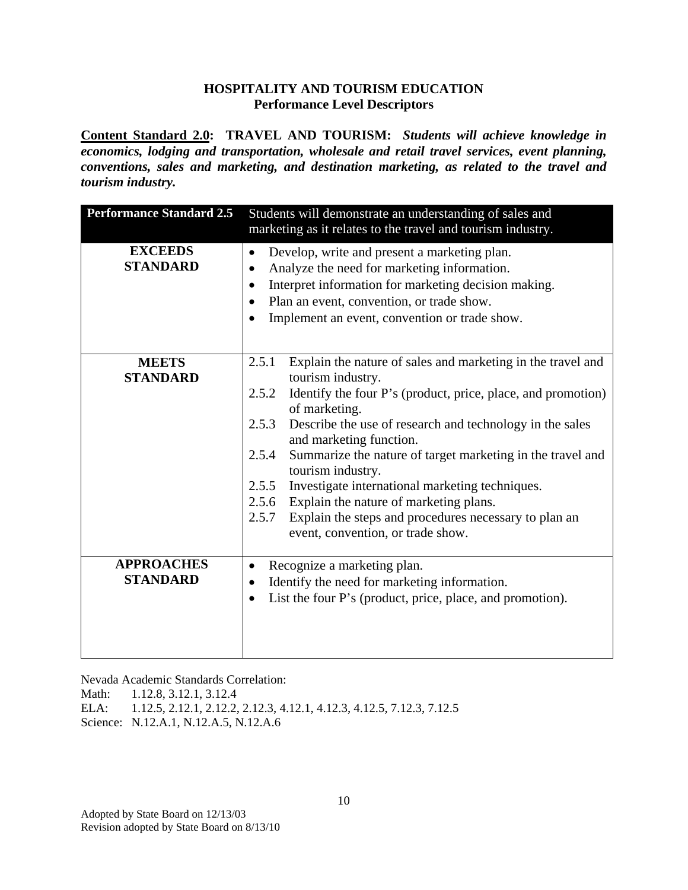# HOSPITALITY AND TOURISM EDUCATION
## Performance Level Descriptors

**<u>Content Standard 2.0</u>: TRAVEL AND TOURISM:** ***Students will achieve knowledge in economics, lodging and transportation, wholesale and retail travel services, event planning, conventions, sales and marketing, and destination marketing, as related to the travel and tourism industry.***

| **Performance Standard 2.5** | Students will demonstrate an understanding of sales and marketing as it relates to the travel and tourism industry. |
|---|---|
| **EXCEEDS STANDARD** | • Develop, write and present a marketing plan.<br>• Analyze the need for marketing information.<br>• Interpret information for marketing decision making.<br>• Plan an event, convention, or trade show.<br>• Implement an event, convention or trade show. |
| **MEETS STANDARD** | 2.5.1 Explain the nature of sales and marketing in the travel and tourism industry.<br>2.5.2 Identify the four P's (product, price, place, and promotion) of marketing.<br>2.5.3 Describe the use of research and technology in the sales and marketing function.<br>2.5.4 Summarize the nature of target marketing in the travel and tourism industry.<br>2.5.5 Investigate international marketing techniques.<br>2.5.6 Explain the nature of marketing plans.<br>2.5.7 Explain the steps and procedures necessary to plan an event, convention, or trade show. |
| **APPROACHES STANDARD** | • Recognize a marketing plan.<br>• Identify the need for marketing information.<br>• List the four P's (product, price, place, and promotion). |

Nevada Academic Standards Correlation:
Math: 1.12.8, 3.12.1, 3.12.4
ELA: 1.12.5, 2.12.1, 2.12.2, 2.12.3, 4.12.1, 4.12.3, 4.12.5, 7.12.3, 7.12.5
Science: N.12.A.1, N.12.A.5, N.12.A.6

Adopted by State Board on 12/13/03
Revision adopted by State Board on 8/13/10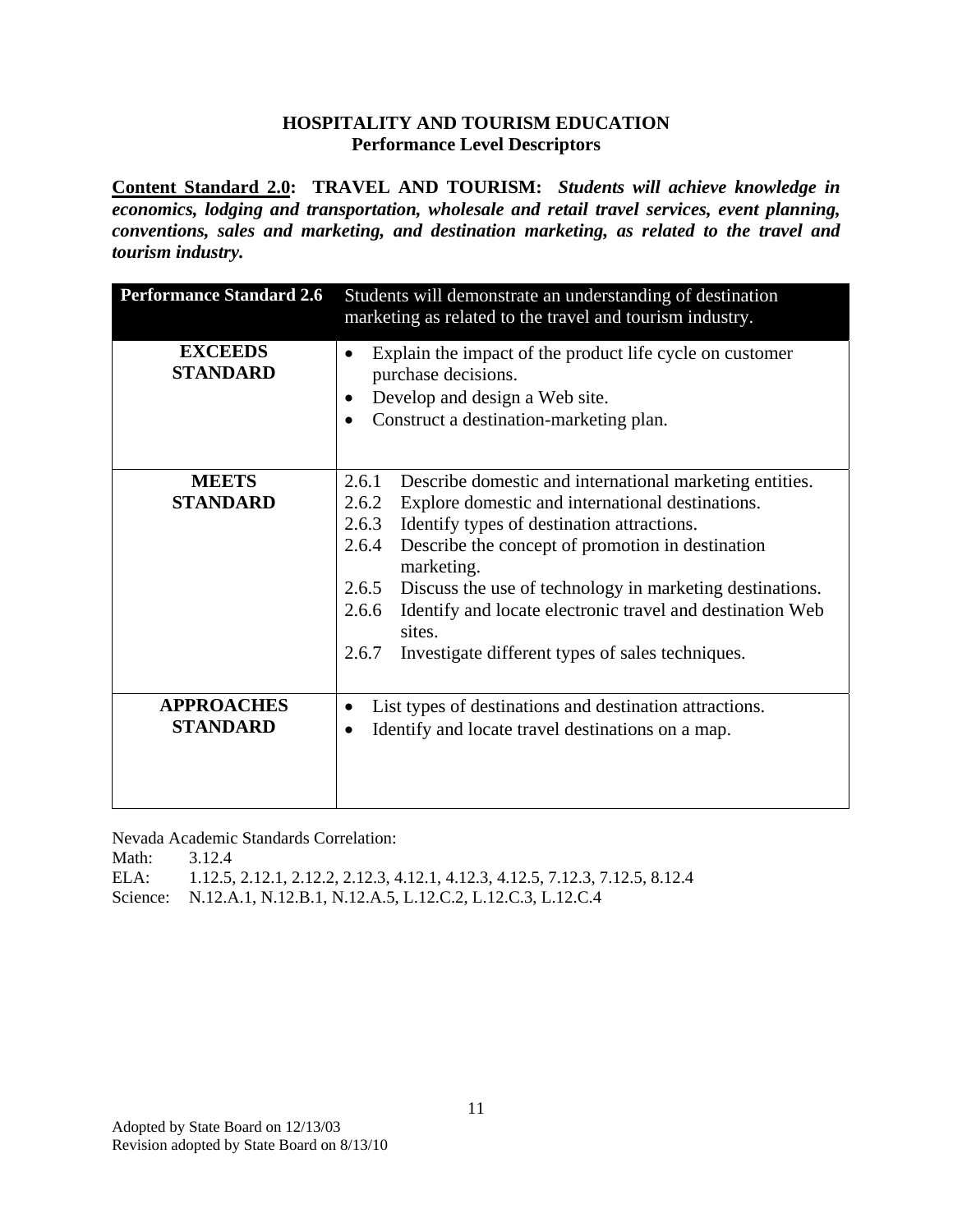# HOSPITALITY AND TOURISM EDUCATION
## Performance Level Descriptors

**<u>Content Standard 2.0</u>: TRAVEL AND TOURISM:** ***Students will achieve knowledge in economics, lodging and transportation, wholesale and retail travel services, event planning, conventions, sales and marketing, and destination marketing, as related to the travel and tourism industry.***

| Performance Standard 2.6 | Students will demonstrate an understanding of destination marketing as related to the travel and tourism industry. |
|---|---|
| **EXCEEDS STANDARD** | • Explain the impact of the product life cycle on customer purchase decisions.<br>• Develop and design a Web site.<br>• Construct a destination-marketing plan. |
| **MEETS STANDARD** | 2.6.1 Describe domestic and international marketing entities.<br>2.6.2 Explore domestic and international destinations.<br>2.6.3 Identify types of destination attractions.<br>2.6.4 Describe the concept of promotion in destination marketing.<br>2.6.5 Discuss the use of technology in marketing destinations.<br>2.6.6 Identify and locate electronic travel and destination Web sites.<br>2.6.7 Investigate different types of sales techniques. |
| **APPROACHES STANDARD** | • List types of destinations and destination attractions.<br>• Identify and locate travel destinations on a map. |

Nevada Academic Standards Correlation:
Math: 3.12.4
ELA: 1.12.5, 2.12.1, 2.12.2, 2.12.3, 4.12.1, 4.12.3, 4.12.5, 7.12.3, 7.12.5, 8.12.4
Science: N.12.A.1, N.12.B.1, N.12.A.5, L.12.C.2, L.12.C.3, L.12.C.4

Adopted by State Board on 12/13/03
Revision adopted by State Board on 8/13/10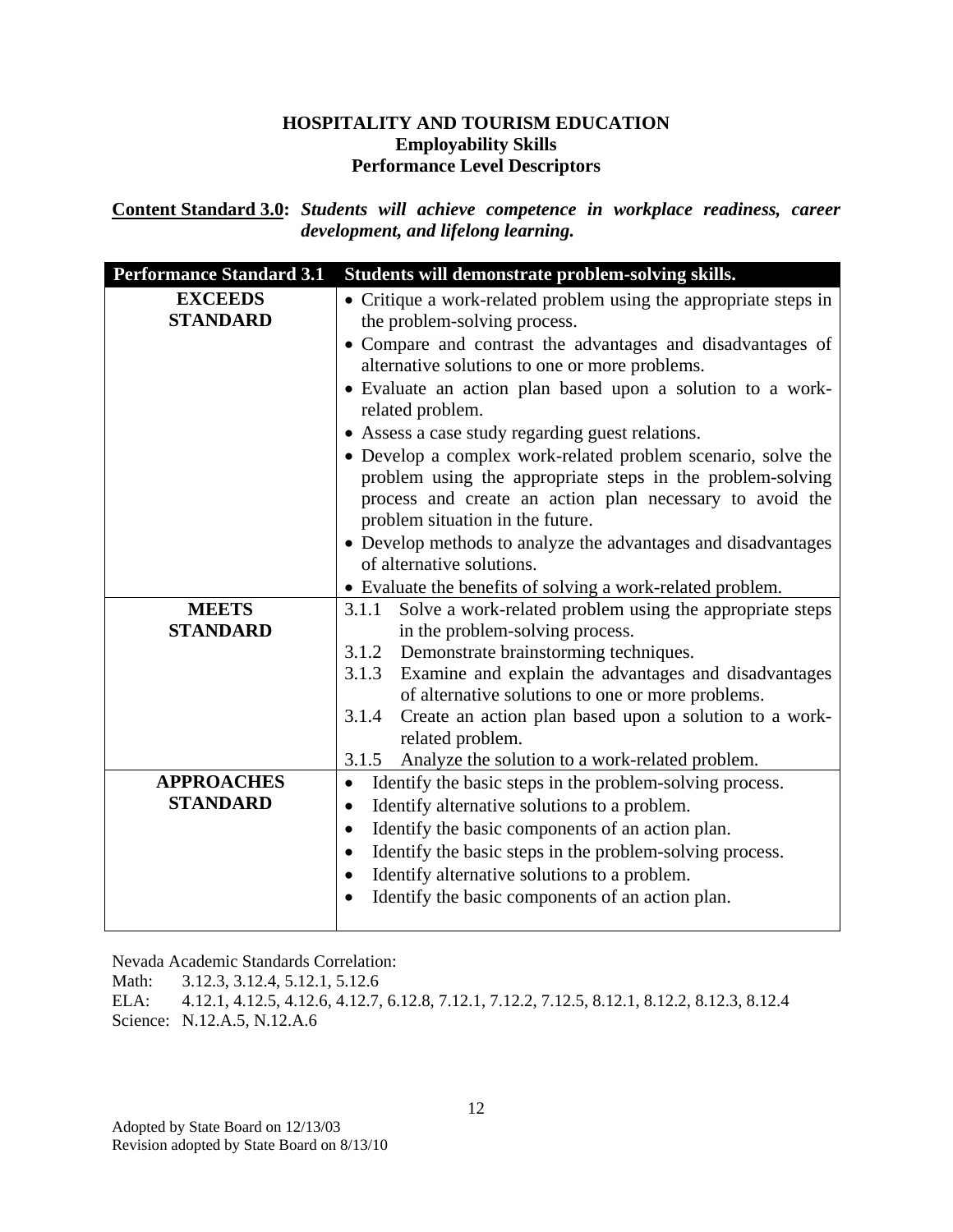# HOSPITALITY AND TOURISM EDUCATION
## Employability Skills
## Performance Level Descriptors

**Content Standard 3.0:** ***Students will achieve competence in workplace readiness, career development, and lifelong learning.***

| Performance Standard 3.1 | Students will demonstrate problem-solving skills. |
|---|---|
| **EXCEEDS STANDARD** | • Critique a work-related problem using the appropriate steps in the problem-solving process.<br>• Compare and contrast the advantages and disadvantages of alternative solutions to one or more problems.<br>• Evaluate an action plan based upon a solution to a work-related problem.<br>• Assess a case study regarding guest relations.<br>• Develop a complex work-related problem scenario, solve the problem using the appropriate steps in the problem-solving process and create an action plan necessary to avoid the problem situation in the future.<br>• Develop methods to analyze the advantages and disadvantages of alternative solutions.<br>• Evaluate the benefits of solving a work-related problem. |
| **MEETS STANDARD** | 3.1.1 Solve a work-related problem using the appropriate steps in the problem-solving process.<br>3.1.2 Demonstrate brainstorming techniques.<br>3.1.3 Examine and explain the advantages and disadvantages of alternative solutions to one or more problems.<br>3.1.4 Create an action plan based upon a solution to a work-related problem.<br>3.1.5 Analyze the solution to a work-related problem. |
| **APPROACHES STANDARD** | • Identify the basic steps in the problem-solving process.<br>• Identify alternative solutions to a problem.<br>• Identify the basic components of an action plan.<br>• Identify the basic steps in the problem-solving process.<br>• Identify alternative solutions to a problem.<br>• Identify the basic components of an action plan. |

Nevada Academic Standards Correlation:
Math: 3.12.3, 3.12.4, 5.12.1, 5.12.6
ELA: 4.12.1, 4.12.5, 4.12.6, 4.12.7, 6.12.8, 7.12.1, 7.12.2, 7.12.5, 8.12.1, 8.12.2, 8.12.3, 8.12.4
Science: N.12.A.5, N.12.A.6

Adopted by State Board on 12/13/03
Revision adopted by State Board on 8/13/10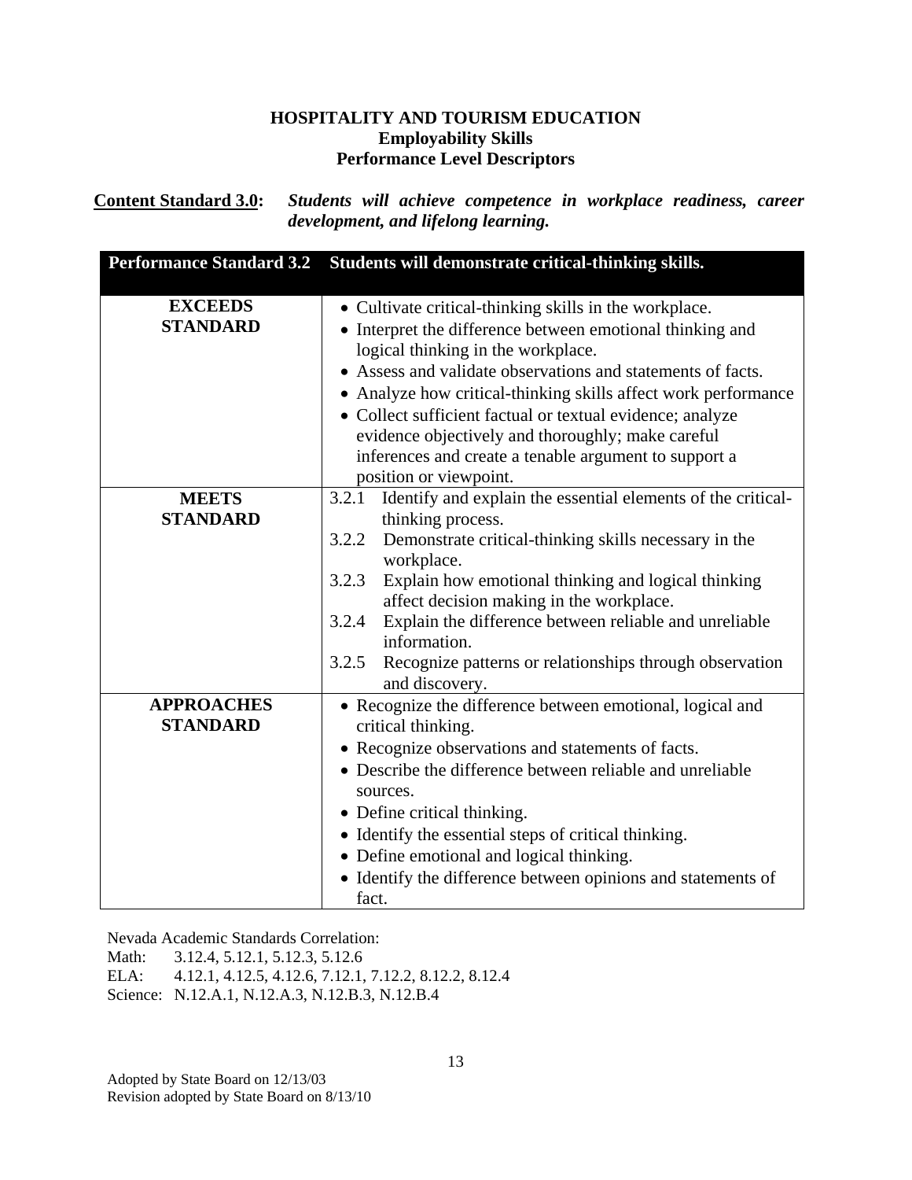**HOSPITALITY AND TOURISM EDUCATION**
**Employability Skills**
**Performance Level Descriptors**

**Content Standard 3.0:** ***Students will achieve competence in workplace readiness, career development, and lifelong learning.***

| Performance Standard 3.2 | Students will demonstrate critical-thinking skills. |
|---|---|
| **EXCEEDS STANDARD** | • Cultivate critical-thinking skills in the workplace.<br>• Interpret the difference between emotional thinking and logical thinking in the workplace.<br>• Assess and validate observations and statements of facts.<br>• Analyze how critical-thinking skills affect work performance<br>• Collect sufficient factual or textual evidence; analyze evidence objectively and thoroughly; make careful inferences and create a tenable argument to support a position or viewpoint. |
| **MEETS STANDARD** | 3.2.1 Identify and explain the essential elements of the critical-thinking process.<br>3.2.2 Demonstrate critical-thinking skills necessary in the workplace.<br>3.2.3 Explain how emotional thinking and logical thinking affect decision making in the workplace.<br>3.2.4 Explain the difference between reliable and unreliable information.<br>3.2.5 Recognize patterns or relationships through observation and discovery. |
| **APPROACHES STANDARD** | • Recognize the difference between emotional, logical and critical thinking.<br>• Recognize observations and statements of facts.<br>• Describe the difference between reliable and unreliable sources.<br>• Define critical thinking.<br>• Identify the essential steps of critical thinking.<br>• Define emotional and logical thinking.<br>• Identify the difference between opinions and statements of fact. |

Nevada Academic Standards Correlation:
Math: 3.12.4, 5.12.1, 5.12.3, 5.12.6
ELA: 4.12.1, 4.12.5, 4.12.6, 7.12.1, 7.12.2, 8.12.2, 8.12.4
Science: N.12.A.1, N.12.A.3, N.12.B.3, N.12.B.4

Adopted by State Board on 12/13/03
Revision adopted by State Board on 8/13/10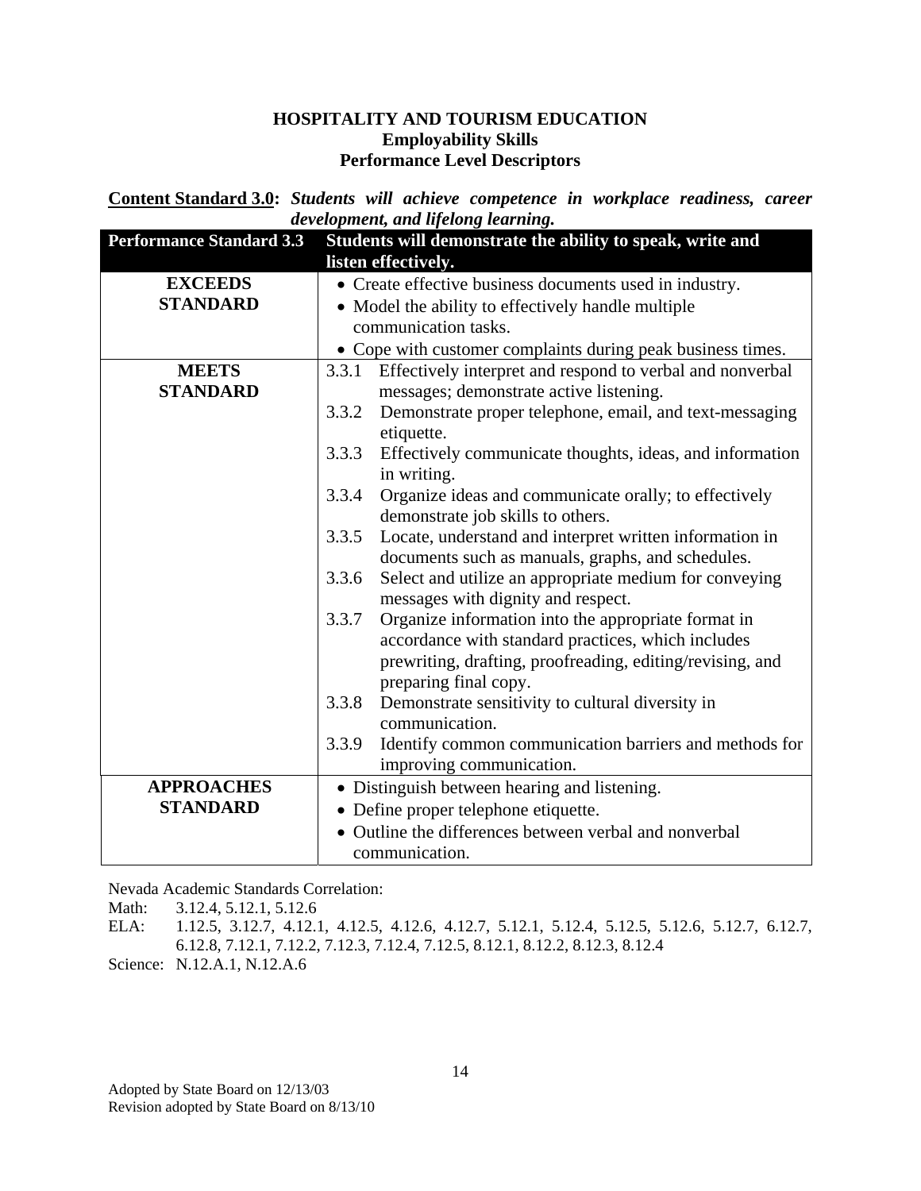# HOSPITALITY AND TOURISM EDUCATION
## Employability Skills
## Performance Level Descriptors

**Content Standard 3.0:** ***Students will achieve competence in workplace readiness, career development, and lifelong learning.***

| Performance Standard 3.3 | Students will demonstrate the ability to speak, write and listen effectively. |
|---|---|
| **EXCEEDS STANDARD** | • Create effective business documents used in industry.<br>• Model the ability to effectively handle multiple communication tasks.<br>• Cope with customer complaints during peak business times. |
| **MEETS STANDARD** | 3.3.1 Effectively interpret and respond to verbal and nonverbal messages; demonstrate active listening.<br>3.3.2 Demonstrate proper telephone, email, and text-messaging etiquette.<br>3.3.3 Effectively communicate thoughts, ideas, and information in writing.<br>3.3.4 Organize ideas and communicate orally; to effectively demonstrate job skills to others.<br>3.3.5 Locate, understand and interpret written information in documents such as manuals, graphs, and schedules.<br>3.3.6 Select and utilize an appropriate medium for conveying messages with dignity and respect.<br>3.3.7 Organize information into the appropriate format in accordance with standard practices, which includes prewriting, drafting, proofreading, editing/revising, and preparing final copy.<br>3.3.8 Demonstrate sensitivity to cultural diversity in communication.<br>3.3.9 Identify common communication barriers and methods for improving communication. |
| **APPROACHES STANDARD** | • Distinguish between hearing and listening.<br>• Define proper telephone etiquette.<br>• Outline the differences between verbal and nonverbal communication. |

Nevada Academic Standards Correlation:

Math: 3.12.4, 5.12.1, 5.12.6

ELA: 1.12.5, 3.12.7, 4.12.1, 4.12.5, 4.12.6, 4.12.7, 5.12.1, 5.12.4, 5.12.5, 5.12.6, 5.12.7, 6.12.7, 6.12.8, 7.12.1, 7.12.2, 7.12.3, 7.12.4, 7.12.5, 8.12.1, 8.12.2, 8.12.3, 8.12.4

Science: N.12.A.1, N.12.A.6

Adopted by State Board on 12/13/03
Revision adopted by State Board on 8/13/10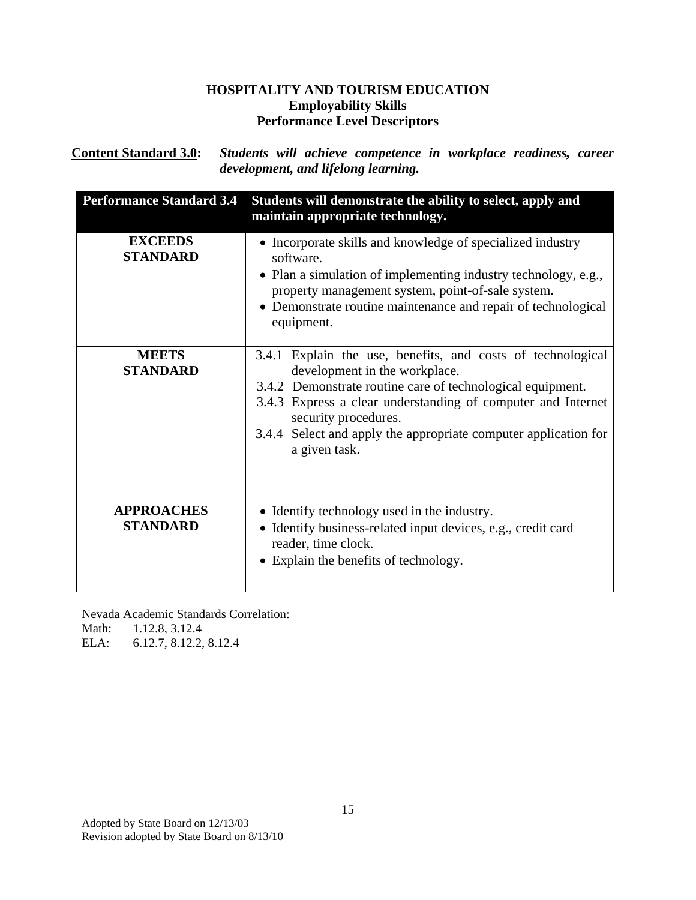**HOSPITALITY AND TOURISM EDUCATION**
**Employability Skills**
**Performance Level Descriptors**

**Content Standard 3.0:** ***Students will achieve competence in workplace readiness, career development, and lifelong learning.***

| **Performance Standard 3.4** | **Students will demonstrate the ability to select, apply and maintain appropriate technology.** |
|---|---|
| **EXCEEDS STANDARD** | • Incorporate skills and knowledge of specialized industry software.<br>• Plan a simulation of implementing industry technology, e.g., property management system, point-of-sale system.<br>• Demonstrate routine maintenance and repair of technological equipment. |
| **MEETS STANDARD** | 3.4.1 Explain the use, benefits, and costs of technological development in the workplace.<br>3.4.2 Demonstrate routine care of technological equipment.<br>3.4.3 Express a clear understanding of computer and Internet security procedures.<br>3.4.4 Select and apply the appropriate computer application for a given task. |
| **APPROACHES STANDARD** | • Identify technology used in the industry.<br>• Identify business-related input devices, e.g., credit card reader, time clock.<br>• Explain the benefits of technology. |

Nevada Academic Standards Correlation:
Math: 1.12.8, 3.12.4
ELA: 6.12.7, 8.12.2, 8.12.4

Adopted by State Board on 12/13/03
Revision adopted by State Board on 8/13/10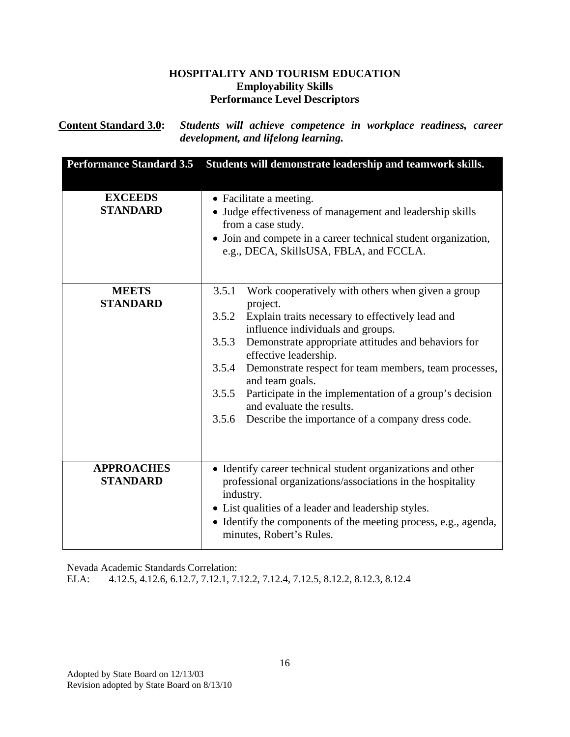**HOSPITALITY AND TOURISM EDUCATION**
**Employability Skills**
**Performance Level Descriptors**

**Content Standard 3.0:** ***Students will achieve competence in workplace readiness, career development, and lifelong learning.***

| **Performance Standard 3.5** | **Students will demonstrate leadership and teamwork skills.** |
|---|---|
| **EXCEEDS STANDARD** | • Facilitate a meeting.<br>• Judge effectiveness of management and leadership skills from a case study.<br>• Join and compete in a career technical student organization, e.g., DECA, SkillsUSA, FBLA, and FCCLA. |
| **MEETS STANDARD** | 3.5.1 Work cooperatively with others when given a group project.<br>3.5.2 Explain traits necessary to effectively lead and influence individuals and groups.<br>3.5.3 Demonstrate appropriate attitudes and behaviors for effective leadership.<br>3.5.4 Demonstrate respect for team members, team processes, and team goals.<br>3.5.5 Participate in the implementation of a group's decision and evaluate the results.<br>3.5.6 Describe the importance of a company dress code. |
| **APPROACHES STANDARD** | • Identify career technical student organizations and other professional organizations/associations in the hospitality industry.<br>• List qualities of a leader and leadership styles.<br>• Identify the components of the meeting process, e.g., agenda, minutes, Robert's Rules. |

Nevada Academic Standards Correlation:
ELA: 4.12.5, 4.12.6, 6.12.7, 7.12.1, 7.12.2, 7.12.4, 7.12.5, 8.12.2, 8.12.3, 8.12.4

Adopted by State Board on 12/13/03
Revision adopted by State Board on 8/13/10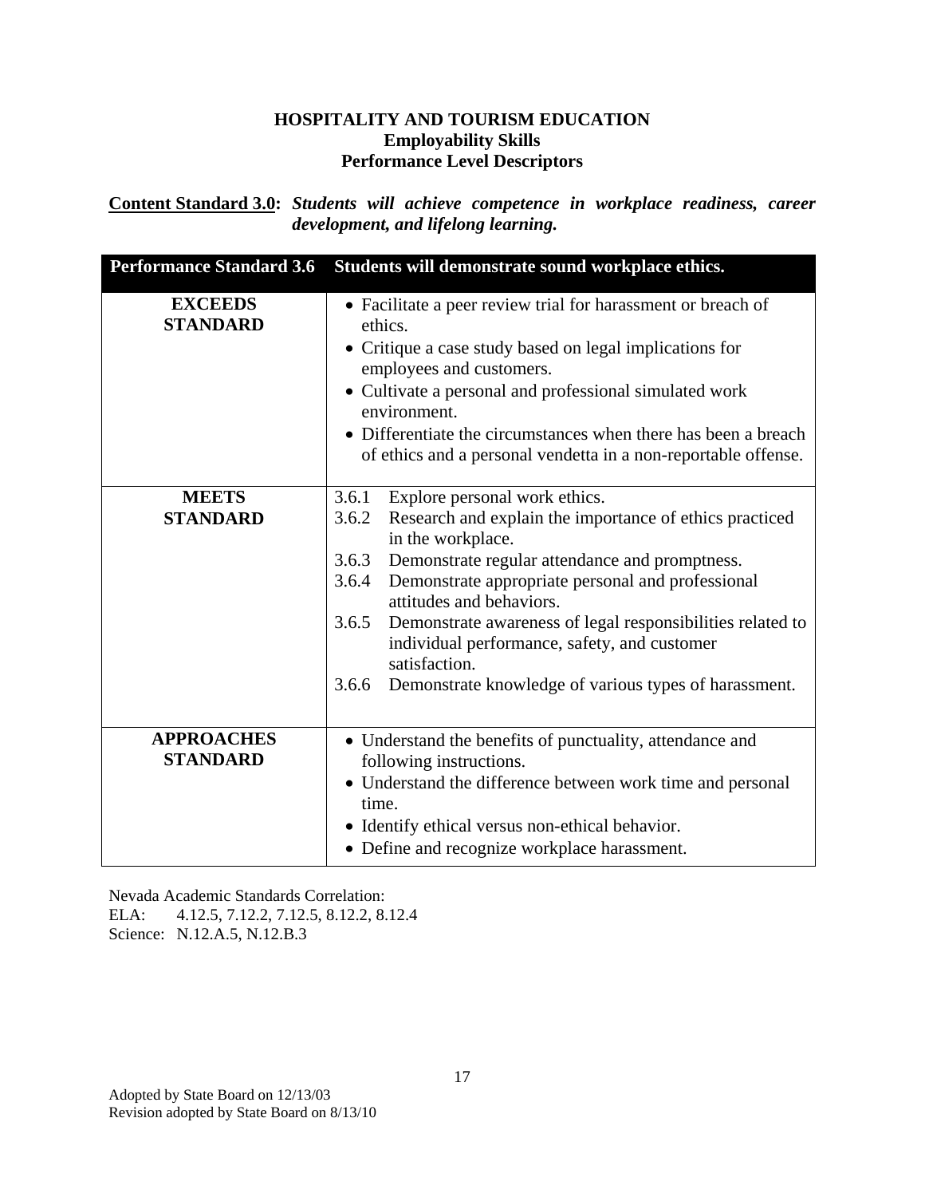**HOSPITALITY AND TOURISM EDUCATION**
**Employability Skills**
**Performance Level Descriptors**

**Content Standard 3.0:** ***Students will achieve competence in workplace readiness, career development, and lifelong learning.***

| Performance Standard 3.6 | Students will demonstrate sound workplace ethics. |
|---|---|
| **EXCEEDS STANDARD** | • Facilitate a peer review trial for harassment or breach of ethics.<br>• Critique a case study based on legal implications for employees and customers.<br>• Cultivate a personal and professional simulated work environment.<br>• Differentiate the circumstances when there has been a breach of ethics and a personal vendetta in a non-reportable offense. |
| **MEETS STANDARD** | 3.6.1 Explore personal work ethics.<br>3.6.2 Research and explain the importance of ethics practiced in the workplace.<br>3.6.3 Demonstrate regular attendance and promptness.<br>3.6.4 Demonstrate appropriate personal and professional attitudes and behaviors.<br>3.6.5 Demonstrate awareness of legal responsibilities related to individual performance, safety, and customer satisfaction.<br>3.6.6 Demonstrate knowledge of various types of harassment. |
| **APPROACHES STANDARD** | • Understand the benefits of punctuality, attendance and following instructions.<br>• Understand the difference between work time and personal time.<br>• Identify ethical versus non-ethical behavior.<br>• Define and recognize workplace harassment. |

Nevada Academic Standards Correlation:
ELA: 4.12.5, 7.12.2, 7.12.5, 8.12.2, 8.12.4
Science: N.12.A.5, N.12.B.3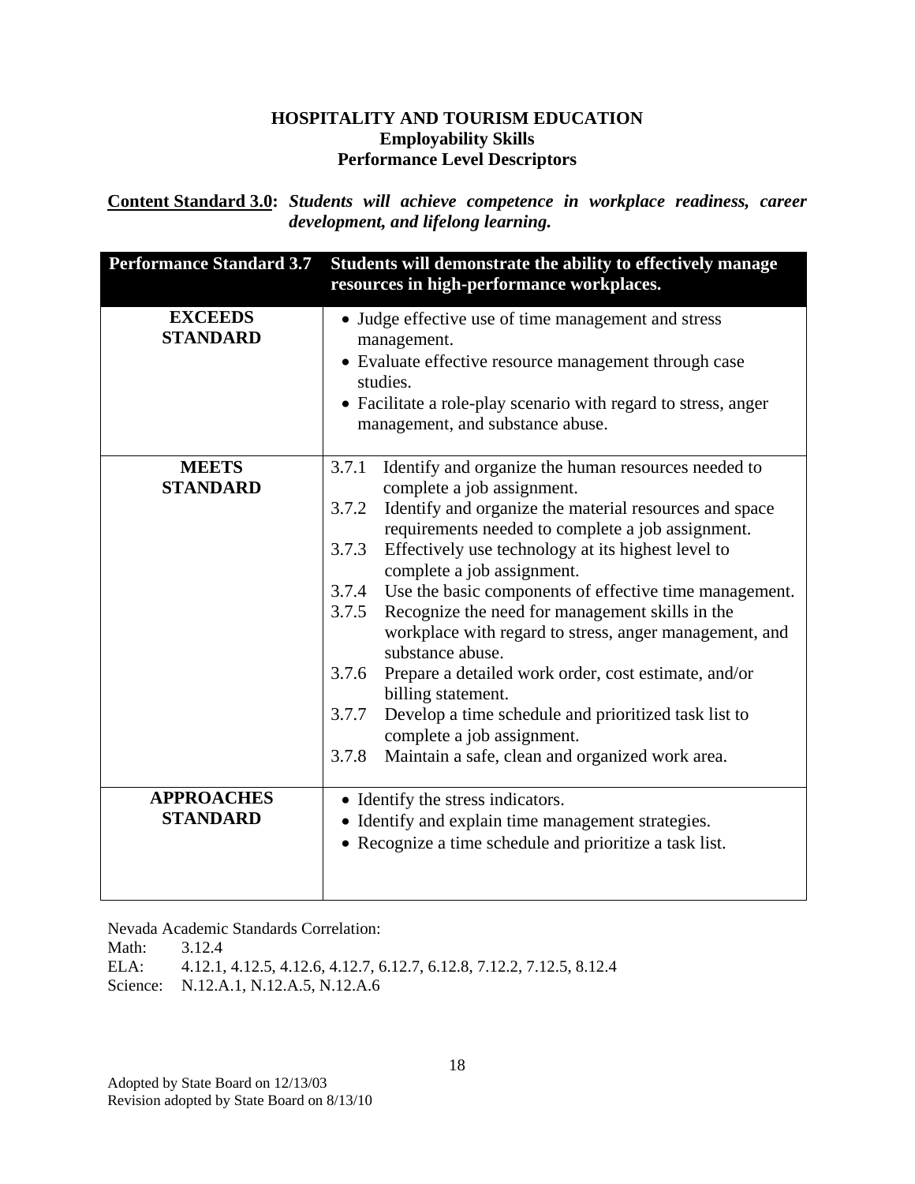# HOSPITALITY AND TOURISM EDUCATION
## Employability Skills
## Performance Level Descriptors

**Content Standard 3.0:** ***Students will achieve competence in workplace readiness, career development, and lifelong learning.***

| Performance Standard 3.7 | Students will demonstrate the ability to effectively manage resources in high-performance workplaces. |
|---|---|
| **EXCEEDS STANDARD** | • Judge effective use of time management and stress management.<br>• Evaluate effective resource management through case studies.<br>• Facilitate a role-play scenario with regard to stress, anger management, and substance abuse. |
| **MEETS STANDARD** | 3.7.1 Identify and organize the human resources needed to complete a job assignment.<br>3.7.2 Identify and organize the material resources and space requirements needed to complete a job assignment.<br>3.7.3 Effectively use technology at its highest level to complete a job assignment.<br>3.7.4 Use the basic components of effective time management.<br>3.7.5 Recognize the need for management skills in the workplace with regard to stress, anger management, and substance abuse.<br>3.7.6 Prepare a detailed work order, cost estimate, and/or billing statement.<br>3.7.7 Develop a time schedule and prioritized task list to complete a job assignment.<br>3.7.8 Maintain a safe, clean and organized work area. |
| **APPROACHES STANDARD** | • Identify the stress indicators.<br>• Identify and explain time management strategies.<br>• Recognize a time schedule and prioritize a task list. |

Nevada Academic Standards Correlation:
Math: 3.12.4
ELA: 4.12.1, 4.12.5, 4.12.6, 4.12.7, 6.12.7, 6.12.8, 7.12.2, 7.12.5, 8.12.4
Science: N.12.A.1, N.12.A.5, N.12.A.6

Adopted by State Board on 12/13/03
Revision adopted by State Board on 8/13/10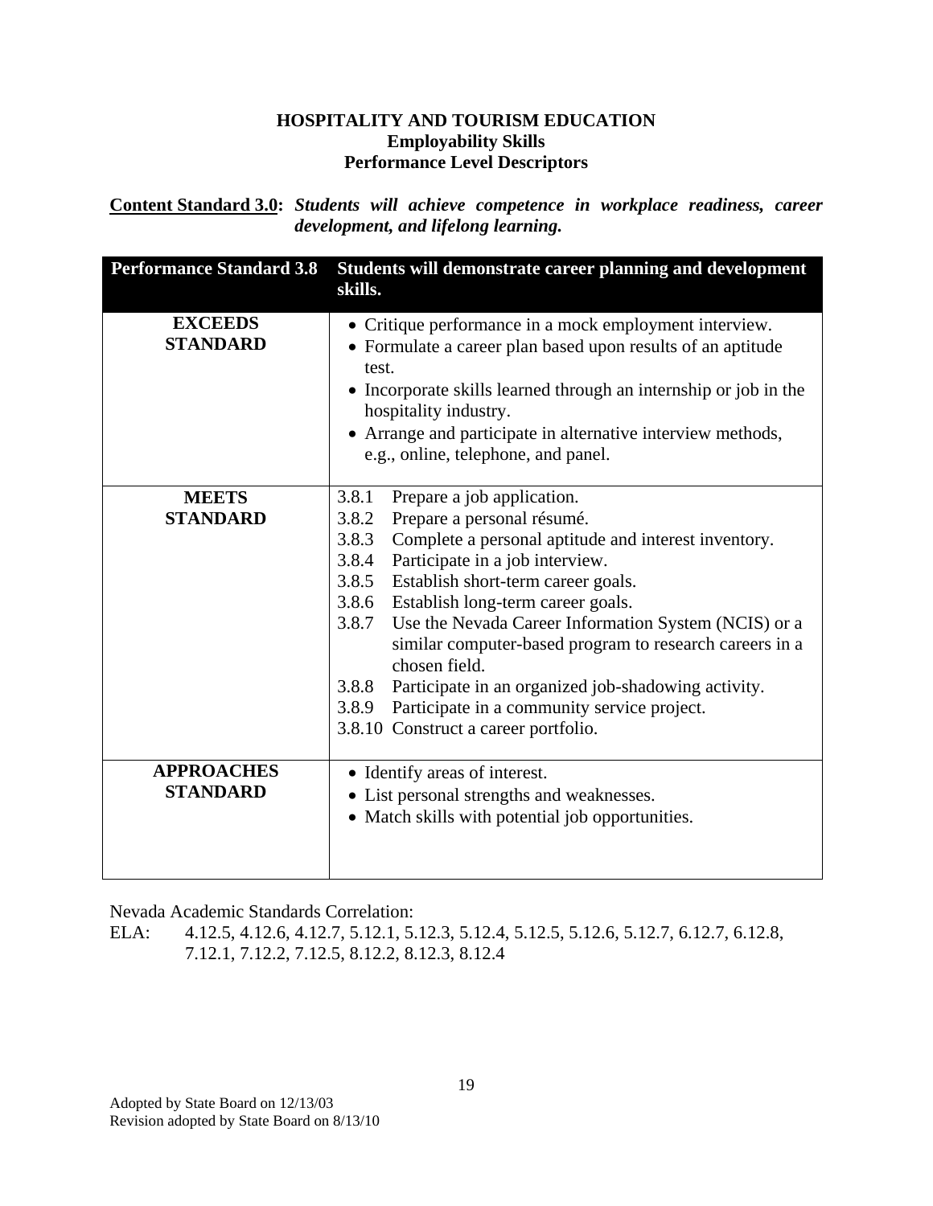**HOSPITALITY AND TOURISM EDUCATION**
**Employability Skills**
**Performance Level Descriptors**

**Content Standard 3.0:** ***Students will achieve competence in workplace readiness, career development, and lifelong learning.***

| Performance Standard 3.8 | Students will demonstrate career planning and development skills. |
|---|---|
| **EXCEEDS STANDARD** | • Critique performance in a mock employment interview.<br>• Formulate a career plan based upon results of an aptitude test.<br>• Incorporate skills learned through an internship or job in the hospitality industry.<br>• Arrange and participate in alternative interview methods, e.g., online, telephone, and panel. |
| **MEETS STANDARD** | 3.8.1 Prepare a job application.<br>3.8.2 Prepare a personal résumé.<br>3.8.3 Complete a personal aptitude and interest inventory.<br>3.8.4 Participate in a job interview.<br>3.8.5 Establish short-term career goals.<br>3.8.6 Establish long-term career goals.<br>3.8.7 Use the Nevada Career Information System (NCIS) or a similar computer-based program to research careers in a chosen field.<br>3.8.8 Participate in an organized job-shadowing activity.<br>3.8.9 Participate in a community service project.<br>3.8.10 Construct a career portfolio. |
| **APPROACHES STANDARD** | • Identify areas of interest.<br>• List personal strengths and weaknesses.<br>• Match skills with potential job opportunities. |

Nevada Academic Standards Correlation:
ELA: 4.12.5, 4.12.6, 4.12.7, 5.12.1, 5.12.3, 5.12.4, 5.12.5, 5.12.6, 5.12.7, 6.12.7, 6.12.8, 7.12.1, 7.12.2, 7.12.5, 8.12.2, 8.12.3, 8.12.4

Adopted by State Board on 12/13/03
Revision adopted by State Board on 8/13/10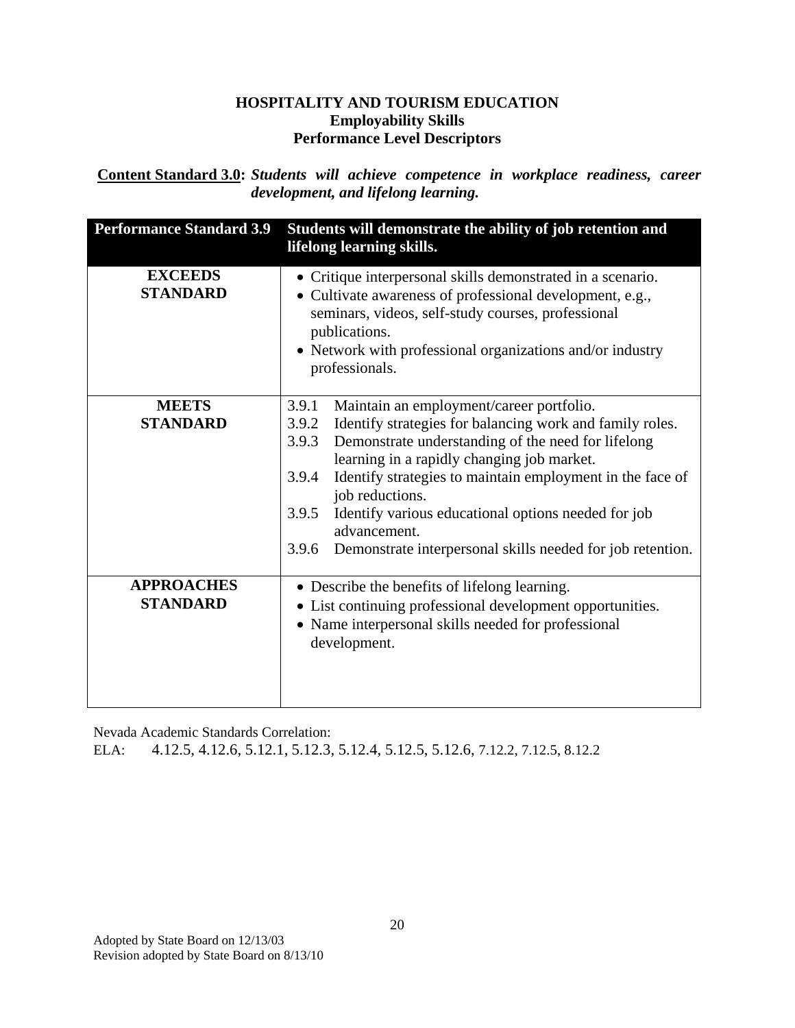# HOSPITALITY AND TOURISM EDUCATION
## Employability Skills
## Performance Level Descriptors

**Content Standard 3.0:** ***Students will achieve competence in workplace readiness, career development, and lifelong learning.***

| Performance Standard 3.9 | Students will demonstrate the ability of job retention and lifelong learning skills. |
|---|---|
| **EXCEEDS STANDARD** | • Critique interpersonal skills demonstrated in a scenario.<br>• Cultivate awareness of professional development, e.g., seminars, videos, self-study courses, professional publications.<br>• Network with professional organizations and/or industry professionals. |
| **MEETS STANDARD** | 3.9.1 Maintain an employment/career portfolio.<br>3.9.2 Identify strategies for balancing work and family roles.<br>3.9.3 Demonstrate understanding of the need for lifelong learning in a rapidly changing job market.<br>3.9.4 Identify strategies to maintain employment in the face of job reductions.<br>3.9.5 Identify various educational options needed for job advancement.<br>3.9.6 Demonstrate interpersonal skills needed for job retention. |
| **APPROACHES STANDARD** | • Describe the benefits of lifelong learning.<br>• List continuing professional development opportunities.<br>• Name interpersonal skills needed for professional development. |

Nevada Academic Standards Correlation:
ELA: 4.12.5, 4.12.6, 5.12.1, 5.12.3, 5.12.4, 5.12.5, 5.12.6, 7.12.2, 7.12.5, 8.12.2

Adopted by State Board on 12/13/03
Revision adopted by State Board on 8/13/10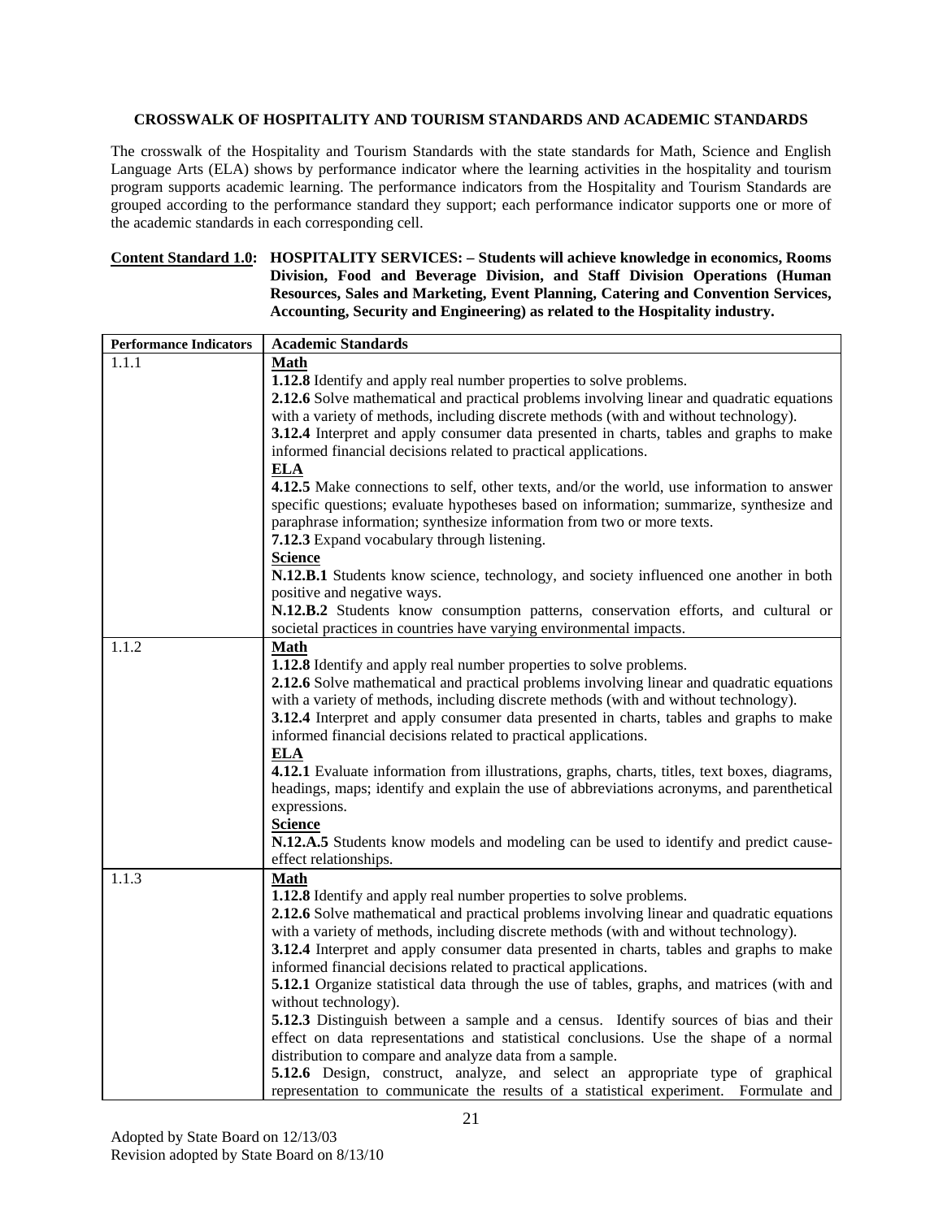**CROSSWALK OF HOSPITALITY AND TOURISM STANDARDS AND ACADEMIC STANDARDS**

The crosswalk of the Hospitality and Tourism Standards with the state standards for Math, Science and English Language Arts (ELA) shows by performance indicator where the learning activities in the hospitality and tourism program supports academic learning. The performance indicators from the Hospitality and Tourism Standards are grouped according to the performance standard they support; each performance indicator supports one or more of the academic standards in each corresponding cell.

**Content Standard 1.0: HOSPITALITY SERVICES: – Students will achieve knowledge in economics, Rooms Division, Food and Beverage Division, and Staff Division Operations (Human Resources, Sales and Marketing, Event Planning, Catering and Convention Services, Accounting, Security and Engineering) as related to the Hospitality industry.**

| Performance Indicators | Academic Standards |
|---|---|
| 1.1.1 | **Math**<br>**1.12.8** Identify and apply real number properties to solve problems.<br>**2.12.6** Solve mathematical and practical problems involving linear and quadratic equations with a variety of methods, including discrete methods (with and without technology).<br>**3.12.4** Interpret and apply consumer data presented in charts, tables and graphs to make informed financial decisions related to practical applications.<br>**ELA**<br>**4.12.5** Make connections to self, other texts, and/or the world, use information to answer specific questions; evaluate hypotheses based on information; summarize, synthesize and paraphrase information; synthesize information from two or more texts.<br>**7.12.3** Expand vocabulary through listening.<br>**Science**<br>**N.12.B.1** Students know science, technology, and society influenced one another in both positive and negative ways.<br>**N.12.B.2** Students know consumption patterns, conservation efforts, and cultural or societal practices in countries have varying environmental impacts. |
| 1.1.2 | **Math**<br>**1.12.8** Identify and apply real number properties to solve problems.<br>**2.12.6** Solve mathematical and practical problems involving linear and quadratic equations with a variety of methods, including discrete methods (with and without technology).<br>**3.12.4** Interpret and apply consumer data presented in charts, tables and graphs to make informed financial decisions related to practical applications.<br>**ELA**<br>**4.12.1** Evaluate information from illustrations, graphs, charts, titles, text boxes, diagrams, headings, maps; identify and explain the use of abbreviations acronyms, and parenthetical expressions.<br>**Science**<br>**N.12.A.5** Students know models and modeling can be used to identify and predict cause-effect relationships. |
| 1.1.3 | **Math**<br>**1.12.8** Identify and apply real number properties to solve problems.<br>**2.12.6** Solve mathematical and practical problems involving linear and quadratic equations with a variety of methods, including discrete methods (with and without technology).<br>**3.12.4** Interpret and apply consumer data presented in charts, tables and graphs to make informed financial decisions related to practical applications.<br>**5.12.1** Organize statistical data through the use of tables, graphs, and matrices (with and without technology).<br>**5.12.3** Distinguish between a sample and a census. Identify sources of bias and their effect on data representations and statistical conclusions. Use the shape of a normal distribution to compare and analyze data from a sample.<br>**5.12.6** Design, construct, analyze, and select an appropriate type of graphical representation to communicate the results of a statistical experiment. Formulate and |

Adopted by State Board on 12/13/03
Revision adopted by State Board on 8/13/10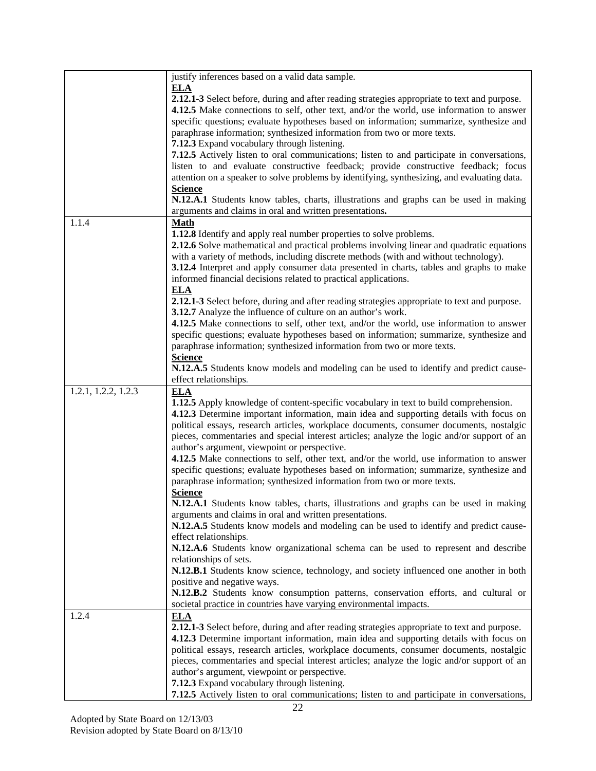| | |
|---|---|
| | justify inferences based on a valid data sample.<br>**ELA**<br>**2.12.1-3** Select before, during and after reading strategies appropriate to text and purpose.<br>**4.12.5** Make connections to self, other text, and/or the world, use information to answer specific questions; evaluate hypotheses based on information; summarize, synthesize and paraphrase information; synthesized information from two or more texts.<br>**7.12.3** Expand vocabulary through listening.<br>**7.12.5** Actively listen to oral communications; listen to and participate in conversations, listen to and evaluate constructive feedback; provide constructive feedback; focus attention on a speaker to solve problems by identifying, synthesizing, and evaluating data.<br>**Science**<br>**N.12.A.1** Students know tables, charts, illustrations and graphs can be used in making arguments and claims in oral and written presentations**.** |
| 1.1.4 | **Math**<br>**1.12.8** Identify and apply real number properties to solve problems.<br>**2.12.6** Solve mathematical and practical problems involving linear and quadratic equations with a variety of methods, including discrete methods (with and without technology).<br>**3.12.4** Interpret and apply consumer data presented in charts, tables and graphs to make informed financial decisions related to practical applications.<br>**ELA**<br>**2.12.1-3** Select before, during and after reading strategies appropriate to text and purpose.<br>**3.12.7** Analyze the influence of culture on an author's work.<br>**4.12.5** Make connections to self, other text, and/or the world, use information to answer specific questions; evaluate hypotheses based on information; summarize, synthesize and paraphrase information; synthesized information from two or more texts.<br>**Science**<br>**N.12.A.5** Students know models and modeling can be used to identify and predict cause-effect relationships. |
| 1.2.1, 1.2.2, 1.2.3 | **ELA**<br>**1.12.5** Apply knowledge of content-specific vocabulary in text to build comprehension.<br>**4.12.3** Determine important information, main idea and supporting details with focus on political essays, research articles, workplace documents, consumer documents, nostalgic pieces, commentaries and special interest articles; analyze the logic and/or support of an author's argument, viewpoint or perspective.<br>**4.12.5** Make connections to self, other text, and/or the world, use information to answer specific questions; evaluate hypotheses based on information; summarize, synthesize and paraphrase information; synthesized information from two or more texts.<br>**Science**<br>**N.12.A.1** Students know tables, charts, illustrations and graphs can be used in making arguments and claims in oral and written presentations.<br>**N.12.A.5** Students know models and modeling can be used to identify and predict cause-effect relationships.<br>**N.12.A.6** Students know organizational schema can be used to represent and describe relationships of sets.<br>**N.12.B.1** Students know science, technology, and society influenced one another in both positive and negative ways.<br>**N.12.B.2** Students know consumption patterns, conservation efforts, and cultural or societal practice in countries have varying environmental impacts. |
| 1.2.4 | **ELA**<br>**2.12.1-3** Select before, during and after reading strategies appropriate to text and purpose.<br>**4.12.3** Determine important information, main idea and supporting details with focus on political essays, research articles, workplace documents, consumer documents, nostalgic pieces, commentaries and special interest articles; analyze the logic and/or support of an author's argument, viewpoint or perspective.<br>**7.12.3** Expand vocabulary through listening.<br>**7.12.5** Actively listen to oral communications; listen to and participate in conversations, |

Adopted by State Board on 12/13/03
Revision adopted by State Board on 8/13/10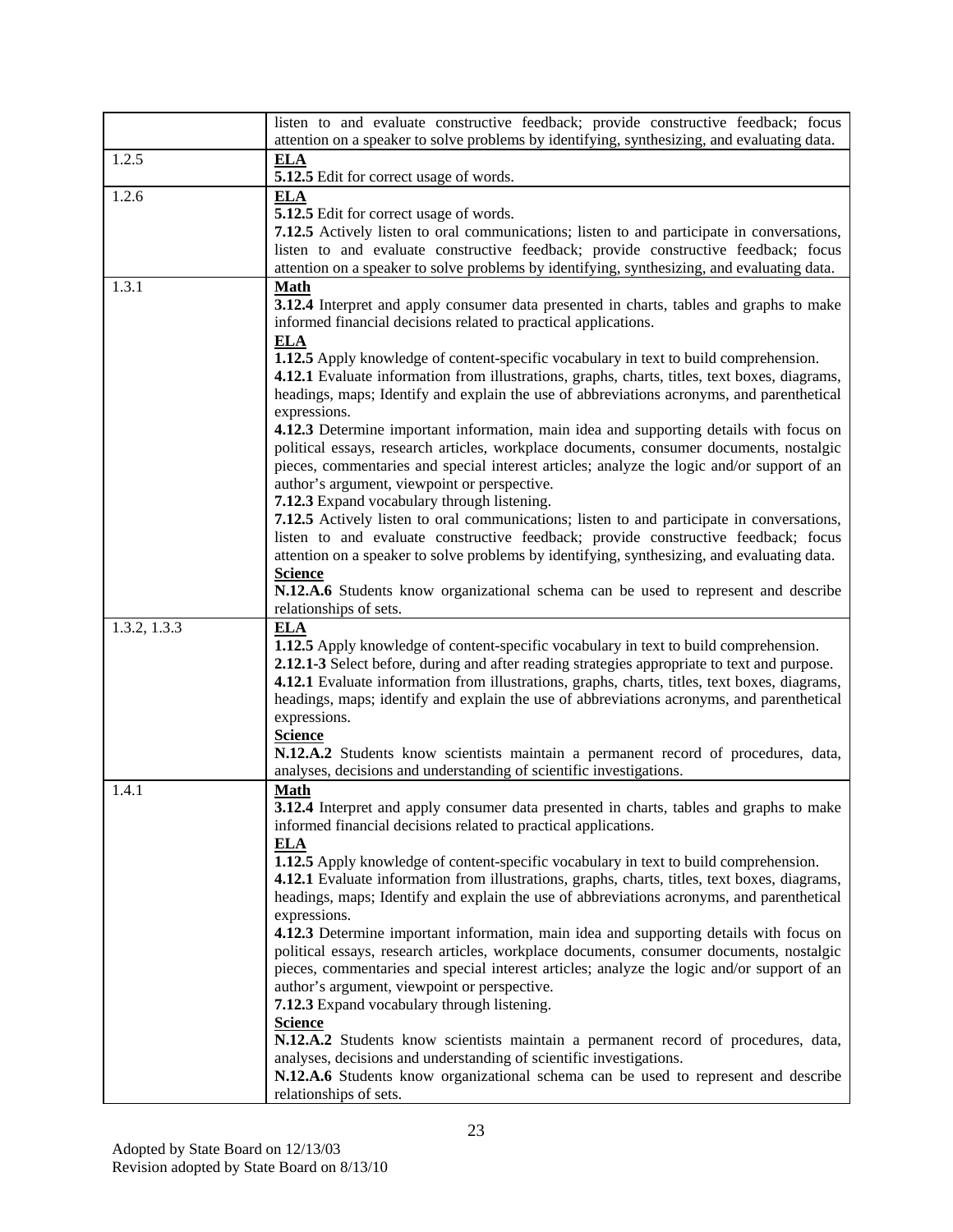| | |
|---|---|
| | listen to and evaluate constructive feedback; provide constructive feedback; focus attention on a speaker to solve problems by identifying, synthesizing, and evaluating data. |
| 1.2.5 | **ELA**<br>**5.12.5** Edit for correct usage of words. |
| 1.2.6 | **ELA**<br>**5.12.5** Edit for correct usage of words.<br>**7.12.5** Actively listen to oral communications; listen to and participate in conversations, listen to and evaluate constructive feedback; provide constructive feedback; focus attention on a speaker to solve problems by identifying, synthesizing, and evaluating data. |
| 1.3.1 | **Math**<br>**3.12.4** Interpret and apply consumer data presented in charts, tables and graphs to make informed financial decisions related to practical applications.<br>**ELA**<br>**1.12.5** Apply knowledge of content-specific vocabulary in text to build comprehension.<br>**4.12.1** Evaluate information from illustrations, graphs, charts, titles, text boxes, diagrams, headings, maps; Identify and explain the use of abbreviations acronyms, and parenthetical expressions.<br>**4.12.3** Determine important information, main idea and supporting details with focus on political essays, research articles, workplace documents, consumer documents, nostalgic pieces, commentaries and special interest articles; analyze the logic and/or support of an author's argument, viewpoint or perspective.<br>**7.12.3** Expand vocabulary through listening.<br>**7.12.5** Actively listen to oral communications; listen to and participate in conversations, listen to and evaluate constructive feedback; provide constructive feedback; focus attention on a speaker to solve problems by identifying, synthesizing, and evaluating data.<br>**Science**<br>**N.12.A.6** Students know organizational schema can be used to represent and describe relationships of sets. |
| 1.3.2, 1.3.3 | **ELA**<br>**1.12.5** Apply knowledge of content-specific vocabulary in text to build comprehension.<br>**2.12.1-3** Select before, during and after reading strategies appropriate to text and purpose.<br>**4.12.1** Evaluate information from illustrations, graphs, charts, titles, text boxes, diagrams, headings, maps; identify and explain the use of abbreviations acronyms, and parenthetical expressions.<br>**Science**<br>**N.12.A.2** Students know scientists maintain a permanent record of procedures, data, analyses, decisions and understanding of scientific investigations. |
| 1.4.1 | **Math**<br>**3.12.4** Interpret and apply consumer data presented in charts, tables and graphs to make informed financial decisions related to practical applications.<br>**ELA**<br>**1.12.5** Apply knowledge of content-specific vocabulary in text to build comprehension.<br>**4.12.1** Evaluate information from illustrations, graphs, charts, titles, text boxes, diagrams, headings, maps; Identify and explain the use of abbreviations acronyms, and parenthetical expressions.<br>**4.12.3** Determine important information, main idea and supporting details with focus on political essays, research articles, workplace documents, consumer documents, nostalgic pieces, commentaries and special interest articles; analyze the logic and/or support of an author's argument, viewpoint or perspective.<br>**7.12.3** Expand vocabulary through listening.<br>**Science**<br>**N.12.A.2** Students know scientists maintain a permanent record of procedures, data, analyses, decisions and understanding of scientific investigations.<br>**N.12.A.6** Students know organizational schema can be used to represent and describe relationships of sets. |

Adopted by State Board on 12/13/03
Revision adopted by State Board on 8/13/10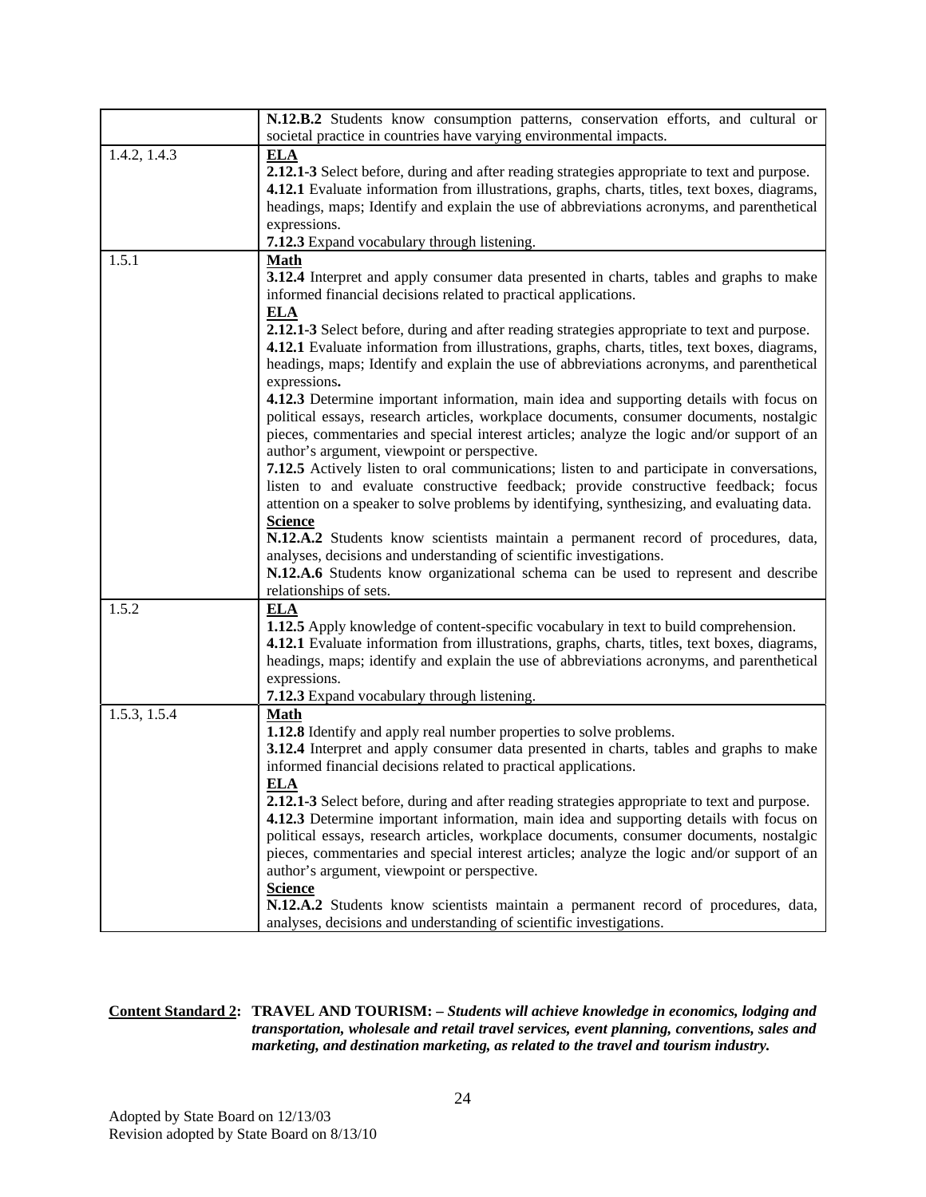| | |
|---|---|
| | **N.12.B.2** Students know consumption patterns, conservation efforts, and cultural or societal practice in countries have varying environmental impacts. |
| 1.4.2, 1.4.3 | **ELA**<br>**2.12.1-3** Select before, during and after reading strategies appropriate to text and purpose.<br>**4.12.1** Evaluate information from illustrations, graphs, charts, titles, text boxes, diagrams, headings, maps; Identify and explain the use of abbreviations acronyms, and parenthetical expressions.<br>**7.12.3** Expand vocabulary through listening. |
| 1.5.1 | **Math**<br>**3.12.4** Interpret and apply consumer data presented in charts, tables and graphs to make informed financial decisions related to practical applications.<br>**ELA**<br>**2.12.1-3** Select before, during and after reading strategies appropriate to text and purpose.<br>**4.12.1** Evaluate information from illustrations, graphs, charts, titles, text boxes, diagrams, headings, maps; Identify and explain the use of abbreviations acronyms, and parenthetical expressions.<br>**4.12.3** Determine important information, main idea and supporting details with focus on political essays, research articles, workplace documents, consumer documents, nostalgic pieces, commentaries and special interest articles; analyze the logic and/or support of an author's argument, viewpoint or perspective.<br>**7.12.5** Actively listen to oral communications; listen to and participate in conversations, listen to and evaluate constructive feedback; provide constructive feedback; focus attention on a speaker to solve problems by identifying, synthesizing, and evaluating data.<br>**Science**<br>**N.12.A.2** Students know scientists maintain a permanent record of procedures, data, analyses, decisions and understanding of scientific investigations.<br>**N.12.A.6** Students know organizational schema can be used to represent and describe relationships of sets. |
| 1.5.2 | **ELA**<br>**1.12.5** Apply knowledge of content-specific vocabulary in text to build comprehension.<br>**4.12.1** Evaluate information from illustrations, graphs, charts, titles, text boxes, diagrams, headings, maps; identify and explain the use of abbreviations acronyms, and parenthetical expressions.<br>**7.12.3** Expand vocabulary through listening. |
| 1.5.3, 1.5.4 | **Math**<br>**1.12.8** Identify and apply real number properties to solve problems.<br>**3.12.4** Interpret and apply consumer data presented in charts, tables and graphs to make informed financial decisions related to practical applications.<br>**ELA**<br>**2.12.1-3** Select before, during and after reading strategies appropriate to text and purpose.<br>**4.12.3** Determine important information, main idea and supporting details with focus on political essays, research articles, workplace documents, consumer documents, nostalgic pieces, commentaries and special interest articles; analyze the logic and/or support of an author's argument, viewpoint or perspective.<br>**Science**<br>**N.12.A.2** Students know scientists maintain a permanent record of procedures, data, analyses, decisions and understanding of scientific investigations. |

**Content Standard 2: TRAVEL AND TOURISM: –** ***Students will achieve knowledge in economics, lodging and transportation, wholesale and retail travel services, event planning, conventions, sales and marketing, and destination marketing, as related to the travel and tourism industry.***

Adopted by State Board on 12/13/03
Revision adopted by State Board on 8/13/10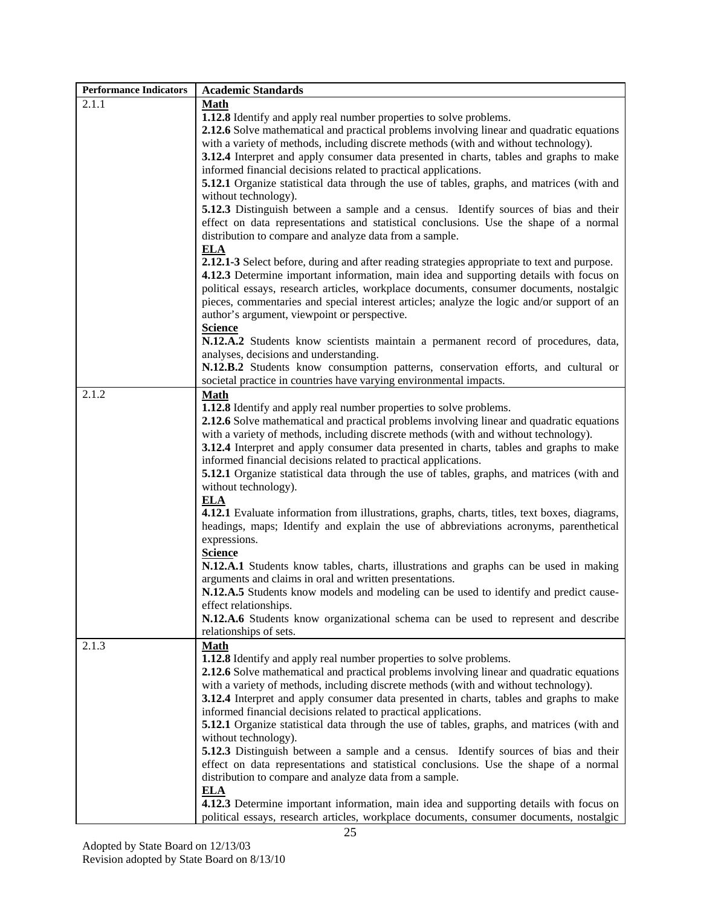| Performance Indicators | Academic Standards |
|---|---|
| 2.1.1 | **Math**<br>**1.12.8** Identify and apply real number properties to solve problems.<br>**2.12.6** Solve mathematical and practical problems involving linear and quadratic equations with a variety of methods, including discrete methods (with and without technology).<br>**3.12.4** Interpret and apply consumer data presented in charts, tables and graphs to make informed financial decisions related to practical applications.<br>**5.12.1** Organize statistical data through the use of tables, graphs, and matrices (with and without technology).<br>**5.12.3** Distinguish between a sample and a census. Identify sources of bias and their effect on data representations and statistical conclusions. Use the shape of a normal distribution to compare and analyze data from a sample.<br>**ELA**<br>**2.12.1-3** Select before, during and after reading strategies appropriate to text and purpose.<br>**4.12.3** Determine important information, main idea and supporting details with focus on political essays, research articles, workplace documents, consumer documents, nostalgic pieces, commentaries and special interest articles; analyze the logic and/or support of an author's argument, viewpoint or perspective.<br>**Science**<br>**N.12.A.2** Students know scientists maintain a permanent record of procedures, data, analyses, decisions and understanding.<br>**N.12.B.2** Students know consumption patterns, conservation efforts, and cultural or societal practice in countries have varying environmental impacts. |
| 2.1.2 | **Math**<br>**1.12.8** Identify and apply real number properties to solve problems.<br>**2.12.6** Solve mathematical and practical problems involving linear and quadratic equations with a variety of methods, including discrete methods (with and without technology).<br>**3.12.4** Interpret and apply consumer data presented in charts, tables and graphs to make informed financial decisions related to practical applications.<br>**5.12.1** Organize statistical data through the use of tables, graphs, and matrices (with and without technology).<br>**ELA**<br>**4.12.1** Evaluate information from illustrations, graphs, charts, titles, text boxes, diagrams, headings, maps; Identify and explain the use of abbreviations acronyms, parenthetical expressions.<br>**Science**<br>**N.12.A.1** Students know tables, charts, illustrations and graphs can be used in making arguments and claims in oral and written presentations.<br>**N.12.A.5** Students know models and modeling can be used to identify and predict cause-effect relationships.<br>**N.12.A.6** Students know organizational schema can be used to represent and describe relationships of sets. |
| 2.1.3 | **Math**<br>**1.12.8** Identify and apply real number properties to solve problems.<br>**2.12.6** Solve mathematical and practical problems involving linear and quadratic equations with a variety of methods, including discrete methods (with and without technology).<br>**3.12.4** Interpret and apply consumer data presented in charts, tables and graphs to make informed financial decisions related to practical applications.<br>**5.12.1** Organize statistical data through the use of tables, graphs, and matrices (with and without technology).<br>**5.12.3** Distinguish between a sample and a census. Identify sources of bias and their effect on data representations and statistical conclusions. Use the shape of a normal distribution to compare and analyze data from a sample.<br>**ELA**<br>**4.12.3** Determine important information, main idea and supporting details with focus on political essays, research articles, workplace documents, consumer documents, nostalgic |

Adopted by State Board on 12/13/03
Revision adopted by State Board on 8/13/10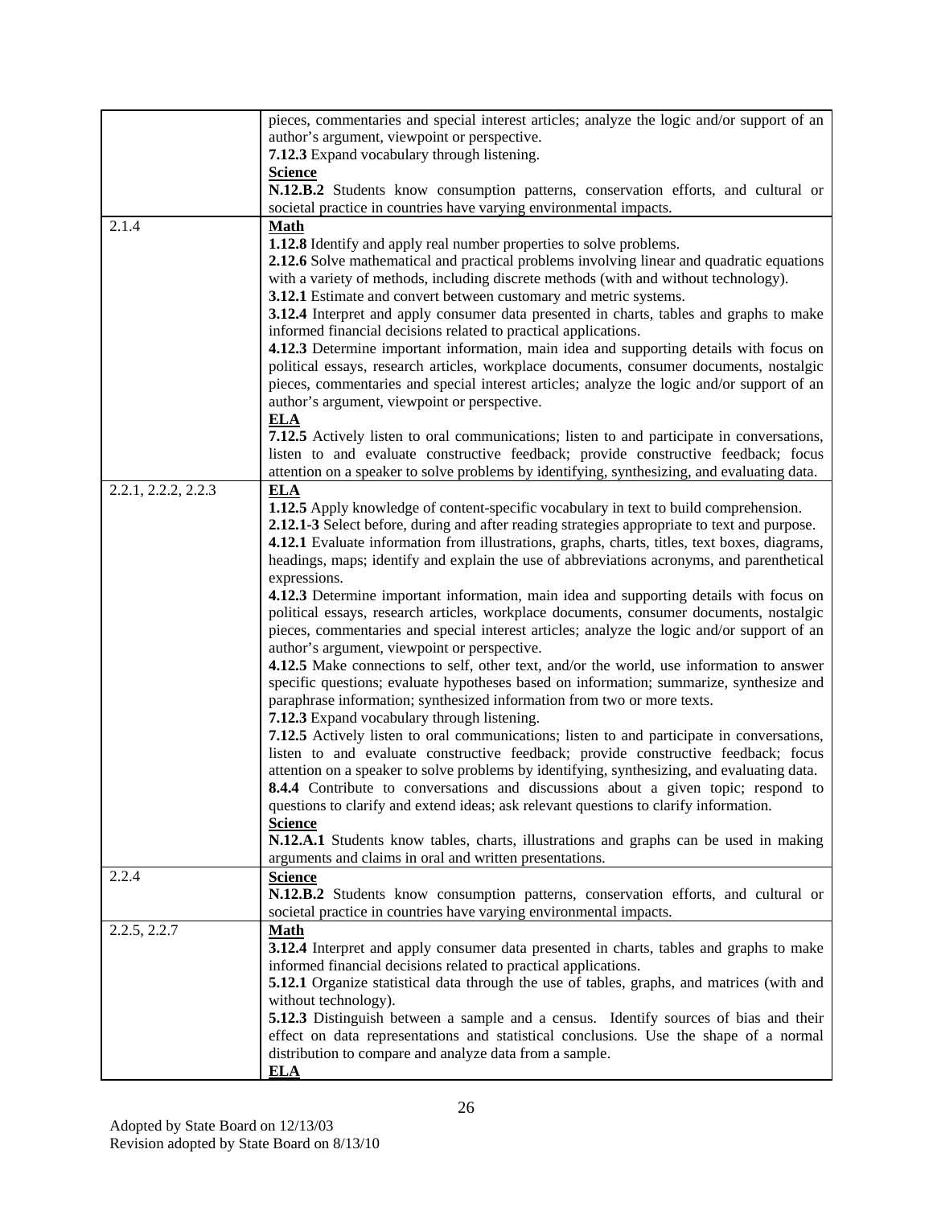| | |
|---|---|
| | pieces, commentaries and special interest articles; analyze the logic and/or support of an author's argument, viewpoint or perspective.<br>**7.12.3** Expand vocabulary through listening.<br>**Science**<br>**N.12.B.2** Students know consumption patterns, conservation efforts, and cultural or societal practice in countries have varying environmental impacts. |
| 2.1.4 | **Math**<br>**1.12.8** Identify and apply real number properties to solve problems.<br>**2.12.6** Solve mathematical and practical problems involving linear and quadratic equations with a variety of methods, including discrete methods (with and without technology).<br>**3.12.1** Estimate and convert between customary and metric systems.<br>**3.12.4** Interpret and apply consumer data presented in charts, tables and graphs to make informed financial decisions related to practical applications.<br>**4.12.3** Determine important information, main idea and supporting details with focus on political essays, research articles, workplace documents, consumer documents, nostalgic pieces, commentaries and special interest articles; analyze the logic and/or support of an author's argument, viewpoint or perspective.<br>**ELA**<br>**7.12.5** Actively listen to oral communications; listen to and participate in conversations, listen to and evaluate constructive feedback; provide constructive feedback; focus attention on a speaker to solve problems by identifying, synthesizing, and evaluating data. |
| 2.2.1, 2.2.2, 2.2.3 | **ELA**<br>**1.12.5** Apply knowledge of content-specific vocabulary in text to build comprehension.<br>**2.12.1-3** Select before, during and after reading strategies appropriate to text and purpose.<br>**4.12.1** Evaluate information from illustrations, graphs, charts, titles, text boxes, diagrams, headings, maps; identify and explain the use of abbreviations acronyms, and parenthetical expressions.<br>**4.12.3** Determine important information, main idea and supporting details with focus on political essays, research articles, workplace documents, consumer documents, nostalgic pieces, commentaries and special interest articles; analyze the logic and/or support of an author's argument, viewpoint or perspective.<br>**4.12.5** Make connections to self, other text, and/or the world, use information to answer specific questions; evaluate hypotheses based on information; summarize, synthesize and paraphrase information; synthesized information from two or more texts.<br>**7.12.3** Expand vocabulary through listening.<br>**7.12.5** Actively listen to oral communications; listen to and participate in conversations, listen to and evaluate constructive feedback; provide constructive feedback; focus attention on a speaker to solve problems by identifying, synthesizing, and evaluating data.<br>**8.4.4** Contribute to conversations and discussions about a given topic; respond to questions to clarify and extend ideas; ask relevant questions to clarify information.<br>**Science**<br>**N.12.A.1** Students know tables, charts, illustrations and graphs can be used in making arguments and claims in oral and written presentations. |
| 2.2.4 | **Science**<br>**N.12.B.2** Students know consumption patterns, conservation efforts, and cultural or societal practice in countries have varying environmental impacts. |
| 2.2.5, 2.2.7 | **Math**<br>**3.12.4** Interpret and apply consumer data presented in charts, tables and graphs to make informed financial decisions related to practical applications.<br>**5.12.1** Organize statistical data through the use of tables, graphs, and matrices (with and without technology).<br>**5.12.3** Distinguish between a sample and a census. Identify sources of bias and their effect on data representations and statistical conclusions. Use the shape of a normal distribution to compare and analyze data from a sample.<br>**ELA** |

Adopted by State Board on 12/13/03
Revision adopted by State Board on 8/13/10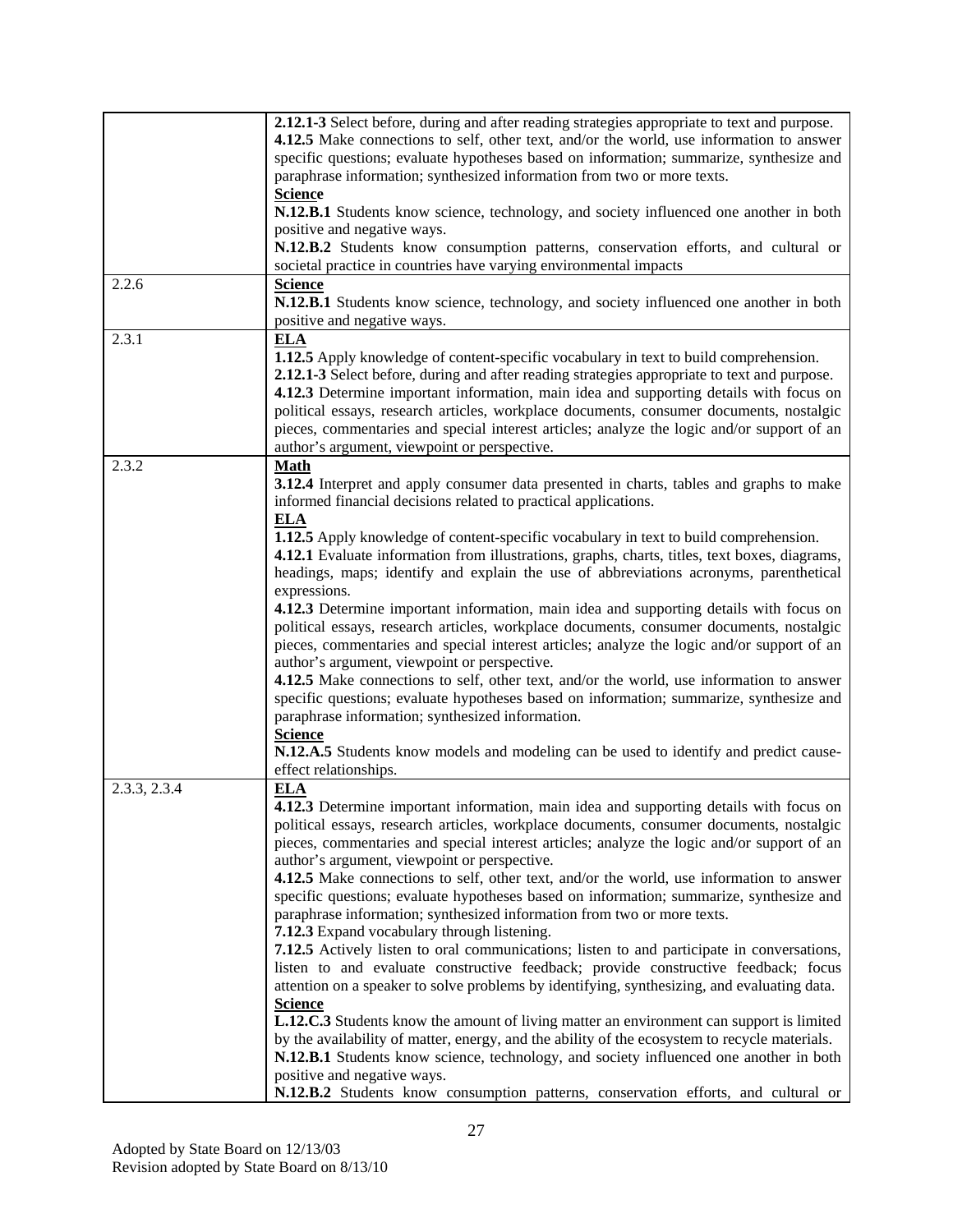| | |
|---|---|
| | **2.12.1-3** Select before, during and after reading strategies appropriate to text and purpose.<br>**4.12.5** Make connections to self, other text, and/or the world, use information to answer specific questions; evaluate hypotheses based on information; summarize, synthesize and paraphrase information; synthesized information from two or more texts.<br>**Science**<br>**N.12.B.1** Students know science, technology, and society influenced one another in both positive and negative ways.<br>**N.12.B.2** Students know consumption patterns, conservation efforts, and cultural or societal practice in countries have varying environmental impacts |
| 2.2.6 | **Science**<br>**N.12.B.1** Students know science, technology, and society influenced one another in both positive and negative ways. |
| 2.3.1 | **ELA**<br>**1.12.5** Apply knowledge of content-specific vocabulary in text to build comprehension.<br>**2.12.1-3** Select before, during and after reading strategies appropriate to text and purpose.<br>**4.12.3** Determine important information, main idea and supporting details with focus on political essays, research articles, workplace documents, consumer documents, nostalgic pieces, commentaries and special interest articles; analyze the logic and/or support of an author's argument, viewpoint or perspective. |
| 2.3.2 | **Math**<br>**3.12.4** Interpret and apply consumer data presented in charts, tables and graphs to make informed financial decisions related to practical applications.<br>**ELA**<br>**1.12.5** Apply knowledge of content-specific vocabulary in text to build comprehension.<br>**4.12.1** Evaluate information from illustrations, graphs, charts, titles, text boxes, diagrams, headings, maps; identify and explain the use of abbreviations acronyms, parenthetical expressions.<br>**4.12.3** Determine important information, main idea and supporting details with focus on political essays, research articles, workplace documents, consumer documents, nostalgic pieces, commentaries and special interest articles; analyze the logic and/or support of an author's argument, viewpoint or perspective.<br>**4.12.5** Make connections to self, other text, and/or the world, use information to answer specific questions; evaluate hypotheses based on information; summarize, synthesize and paraphrase information; synthesized information.<br>**Science**<br>**N.12.A.5** Students know models and modeling can be used to identify and predict cause-effect relationships. |
| 2.3.3, 2.3.4 | **ELA**<br>**4.12.3** Determine important information, main idea and supporting details with focus on political essays, research articles, workplace documents, consumer documents, nostalgic pieces, commentaries and special interest articles; analyze the logic and/or support of an author's argument, viewpoint or perspective.<br>**4.12.5** Make connections to self, other text, and/or the world, use information to answer specific questions; evaluate hypotheses based on information; summarize, synthesize and paraphrase information; synthesized information from two or more texts.<br>**7.12.3** Expand vocabulary through listening.<br>**7.12.5** Actively listen to oral communications; listen to and participate in conversations, listen to and evaluate constructive feedback; provide constructive feedback; focus attention on a speaker to solve problems by identifying, synthesizing, and evaluating data.<br>**Science**<br>**L.12.C.3** Students know the amount of living matter an environment can support is limited by the availability of matter, energy, and the ability of the ecosystem to recycle materials.<br>**N.12.B.1** Students know science, technology, and society influenced one another in both positive and negative ways.<br>**N.12.B.2** Students know consumption patterns, conservation efforts, and cultural or |

Adopted by State Board on 12/13/03
Revision adopted by State Board on 8/13/10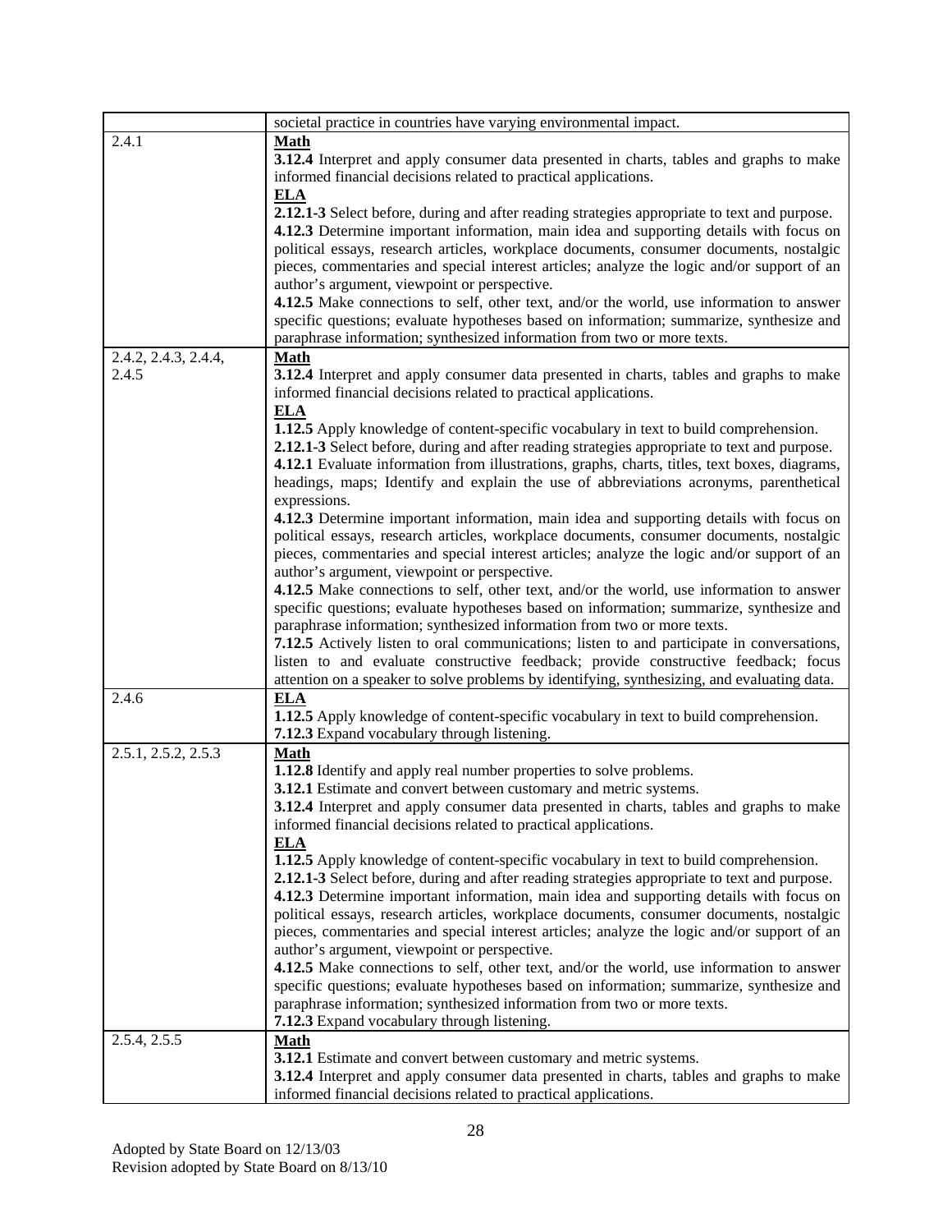| | |
|---|---|
| | societal practice in countries have varying environmental impact. |
| 2.4.1 | **Math**<br>**3.12.4** Interpret and apply consumer data presented in charts, tables and graphs to make informed financial decisions related to practical applications.<br>**ELA**<br>**2.12.1-3** Select before, during and after reading strategies appropriate to text and purpose.<br>**4.12.3** Determine important information, main idea and supporting details with focus on political essays, research articles, workplace documents, consumer documents, nostalgic pieces, commentaries and special interest articles; analyze the logic and/or support of an author's argument, viewpoint or perspective.<br>**4.12.5** Make connections to self, other text, and/or the world, use information to answer specific questions; evaluate hypotheses based on information; summarize, synthesize and paraphrase information; synthesized information from two or more texts. |
| 2.4.2, 2.4.3, 2.4.4, 2.4.5 | **Math**<br>**3.12.4** Interpret and apply consumer data presented in charts, tables and graphs to make informed financial decisions related to practical applications.<br>**ELA**<br>**1.12.5** Apply knowledge of content-specific vocabulary in text to build comprehension.<br>**2.12.1-3** Select before, during and after reading strategies appropriate to text and purpose.<br>**4.12.1** Evaluate information from illustrations, graphs, charts, titles, text boxes, diagrams, headings, maps; Identify and explain the use of abbreviations acronyms, parenthetical expressions.<br>**4.12.3** Determine important information, main idea and supporting details with focus on political essays, research articles, workplace documents, consumer documents, nostalgic pieces, commentaries and special interest articles; analyze the logic and/or support of an author's argument, viewpoint or perspective.<br>**4.12.5** Make connections to self, other text, and/or the world, use information to answer specific questions; evaluate hypotheses based on information; summarize, synthesize and paraphrase information; synthesized information from two or more texts.<br>**7.12.5** Actively listen to oral communications; listen to and participate in conversations, listen to and evaluate constructive feedback; provide constructive feedback; focus attention on a speaker to solve problems by identifying, synthesizing, and evaluating data. |
| 2.4.6 | **ELA**<br>**1.12.5** Apply knowledge of content-specific vocabulary in text to build comprehension.<br>**7.12.3** Expand vocabulary through listening. |
| 2.5.1, 2.5.2, 2.5.3 | **Math**<br>**1.12.8** Identify and apply real number properties to solve problems.<br>**3.12.1** Estimate and convert between customary and metric systems.<br>**3.12.4** Interpret and apply consumer data presented in charts, tables and graphs to make informed financial decisions related to practical applications.<br>**ELA**<br>**1.12.5** Apply knowledge of content-specific vocabulary in text to build comprehension.<br>**2.12.1-3** Select before, during and after reading strategies appropriate to text and purpose.<br>**4.12.3** Determine important information, main idea and supporting details with focus on political essays, research articles, workplace documents, consumer documents, nostalgic pieces, commentaries and special interest articles; analyze the logic and/or support of an author's argument, viewpoint or perspective.<br>**4.12.5** Make connections to self, other text, and/or the world, use information to answer specific questions; evaluate hypotheses based on information; summarize, synthesize and paraphrase information; synthesized information from two or more texts.<br>**7.12.3** Expand vocabulary through listening. |
| 2.5.4, 2.5.5 | **Math**<br>**3.12.1** Estimate and convert between customary and metric systems.<br>**3.12.4** Interpret and apply consumer data presented in charts, tables and graphs to make informed financial decisions related to practical applications. |

Adopted by State Board on 12/13/03
Revision adopted by State Board on 8/13/10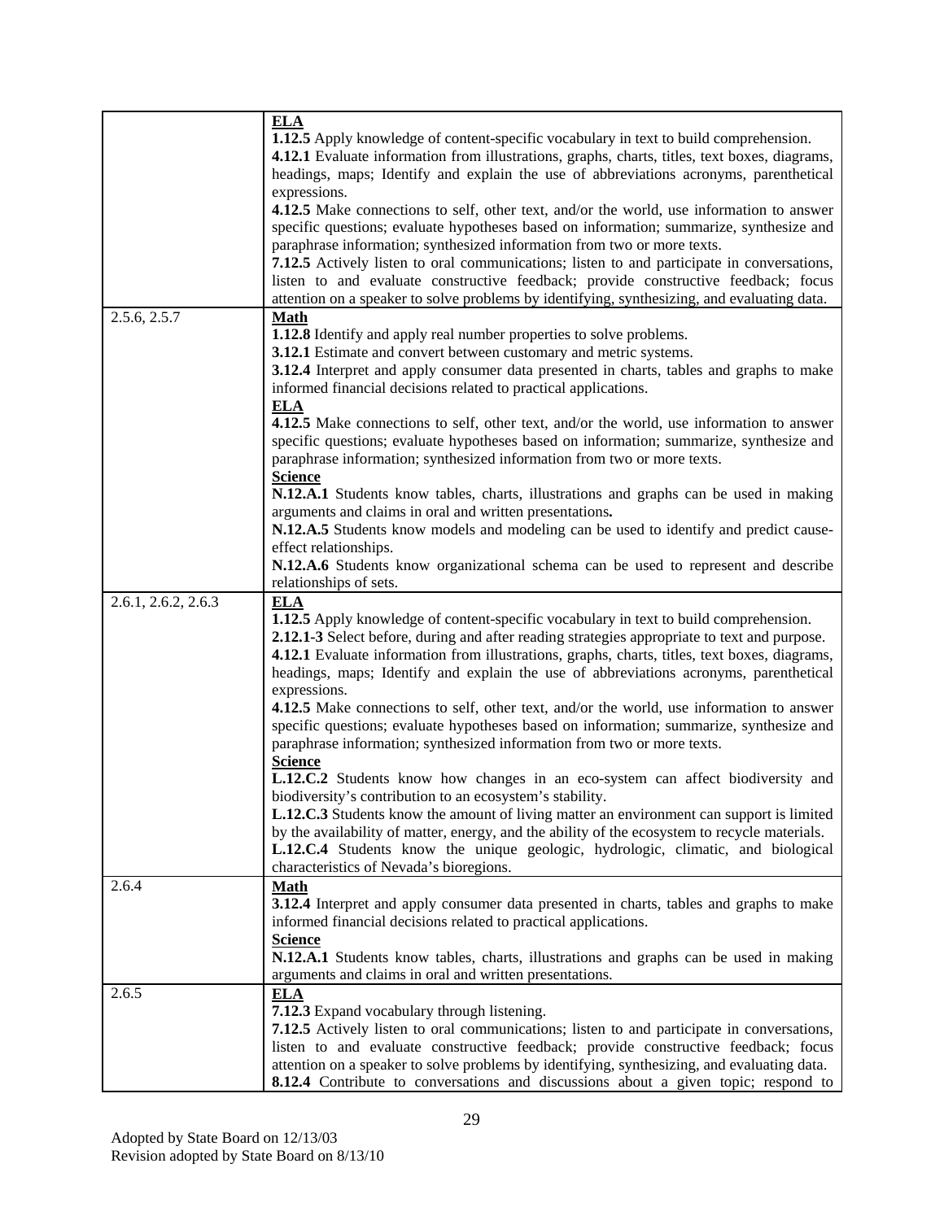| | |
|---|---|
| | **ELA**<br>**1.12.5** Apply knowledge of content-specific vocabulary in text to build comprehension.<br>**4.12.1** Evaluate information from illustrations, graphs, charts, titles, text boxes, diagrams, headings, maps; Identify and explain the use of abbreviations acronyms, parenthetical expressions.<br>**4.12.5** Make connections to self, other text, and/or the world, use information to answer specific questions; evaluate hypotheses based on information; summarize, synthesize and paraphrase information; synthesized information from two or more texts.<br>**7.12.5** Actively listen to oral communications; listen to and participate in conversations, listen to and evaluate constructive feedback; provide constructive feedback; focus attention on a speaker to solve problems by identifying, synthesizing, and evaluating data. |
| 2.5.6, 2.5.7 | **Math**<br>**1.12.8** Identify and apply real number properties to solve problems.<br>**3.12.1** Estimate and convert between customary and metric systems.<br>**3.12.4** Interpret and apply consumer data presented in charts, tables and graphs to make informed financial decisions related to practical applications.<br>**ELA**<br>**4.12.5** Make connections to self, other text, and/or the world, use information to answer specific questions; evaluate hypotheses based on information; summarize, synthesize and paraphrase information; synthesized information from two or more texts.<br>**Science**<br>**N.12.A.1** Students know tables, charts, illustrations and graphs can be used in making arguments and claims in oral and written presentations.<br>**N.12.A.5** Students know models and modeling can be used to identify and predict cause-effect relationships.<br>**N.12.A.6** Students know organizational schema can be used to represent and describe relationships of sets. |
| 2.6.1, 2.6.2, 2.6.3 | **ELA**<br>**1.12.5** Apply knowledge of content-specific vocabulary in text to build comprehension.<br>**2.12.1-3** Select before, during and after reading strategies appropriate to text and purpose.<br>**4.12.1** Evaluate information from illustrations, graphs, charts, titles, text boxes, diagrams, headings, maps; Identify and explain the use of abbreviations acronyms, parenthetical expressions.<br>**4.12.5** Make connections to self, other text, and/or the world, use information to answer specific questions; evaluate hypotheses based on information; summarize, synthesize and paraphrase information; synthesized information from two or more texts.<br>**Science**<br>**L.12.C.2** Students know how changes in an eco-system can affect biodiversity and biodiversity's contribution to an ecosystem's stability.<br>**L.12.C.3** Students know the amount of living matter an environment can support is limited by the availability of matter, energy, and the ability of the ecosystem to recycle materials.<br>**L.12.C.4** Students know the unique geologic, hydrologic, climatic, and biological characteristics of Nevada's bioregions. |
| 2.6.4 | **Math**<br>**3.12.4** Interpret and apply consumer data presented in charts, tables and graphs to make informed financial decisions related to practical applications.<br>**Science**<br>**N.12.A.1** Students know tables, charts, illustrations and graphs can be used in making arguments and claims in oral and written presentations. |
| 2.6.5 | **ELA**<br>**7.12.3** Expand vocabulary through listening.<br>**7.12.5** Actively listen to oral communications; listen to and participate in conversations, listen to and evaluate constructive feedback; provide constructive feedback; focus attention on a speaker to solve problems by identifying, synthesizing, and evaluating data.<br>**8.12.4** Contribute to conversations and discussions about a given topic; respond to |

Adopted by State Board on 12/13/03
Revision adopted by State Board on 8/13/10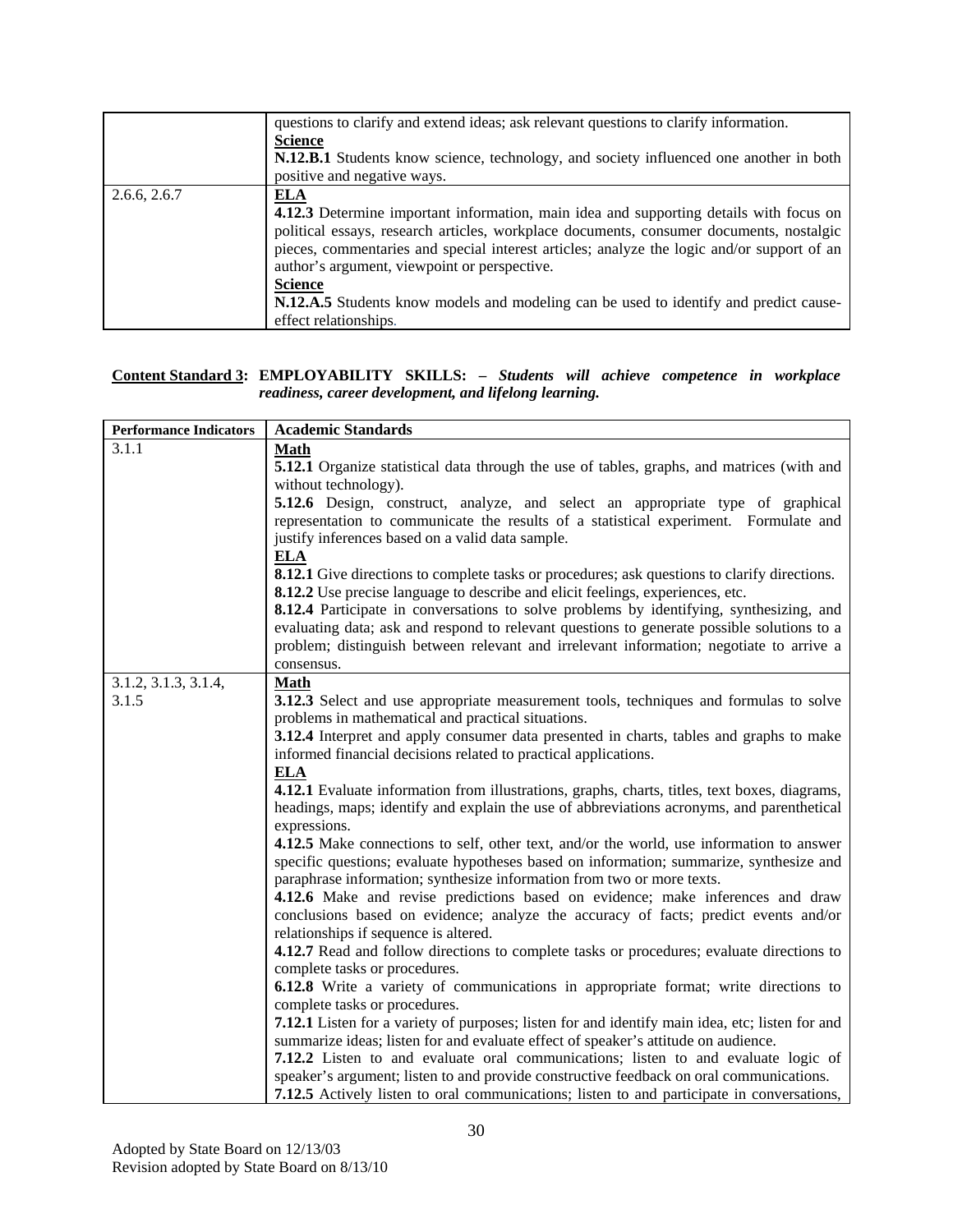| | |
|---|---|
| | questions to clarify and extend ideas; ask relevant questions to clarify information. **Science** **N.12.B.1** Students know science, technology, and society influenced one another in both positive and negative ways. |
| 2.6.6, 2.6.7 | **ELA** **4.12.3** Determine important information, main idea and supporting details with focus on political essays, research articles, workplace documents, consumer documents, nostalgic pieces, commentaries and special interest articles; analyze the logic and/or support of an author's argument, viewpoint or perspective. **Science** **N.12.A.5** Students know models and modeling can be used to identify and predict cause-effect relationships. |

**Content Standard 3: EMPLOYABILITY SKILLS: –** ***Students will achieve competence in workplace readiness, career development, and lifelong learning.***

| Performance Indicators | Academic Standards |
|---|---|
| 3.1.1 | **Math** **5.12.1** Organize statistical data through the use of tables, graphs, and matrices (with and without technology). **5.12.6** Design, construct, analyze, and select an appropriate type of graphical representation to communicate the results of a statistical experiment. Formulate and justify inferences based on a valid data sample. **ELA** **8.12.1** Give directions to complete tasks or procedures; ask questions to clarify directions. **8.12.2** Use precise language to describe and elicit feelings, experiences, etc. **8.12.4** Participate in conversations to solve problems by identifying, synthesizing, and evaluating data; ask and respond to relevant questions to generate possible solutions to a problem; distinguish between relevant and irrelevant information; negotiate to arrive a consensus. |
| 3.1.2, 3.1.3, 3.1.4, 3.1.5 | **Math** **3.12.3** Select and use appropriate measurement tools, techniques and formulas to solve problems in mathematical and practical situations. **3.12.4** Interpret and apply consumer data presented in charts, tables and graphs to make informed financial decisions related to practical applications. **ELA** **4.12.1** Evaluate information from illustrations, graphs, charts, titles, text boxes, diagrams, headings, maps; identify and explain the use of abbreviations acronyms, and parenthetical expressions. **4.12.5** Make connections to self, other text, and/or the world, use information to answer specific questions; evaluate hypotheses based on information; summarize, synthesize and paraphrase information; synthesize information from two or more texts. **4.12.6** Make and revise predictions based on evidence; make inferences and draw conclusions based on evidence; analyze the accuracy of facts; predict events and/or relationships if sequence is altered. **4.12.7** Read and follow directions to complete tasks or procedures; evaluate directions to complete tasks or procedures. **6.12.8** Write a variety of communications in appropriate format; write directions to complete tasks or procedures. **7.12.1** Listen for a variety of purposes; listen for and identify main idea, etc; listen for and summarize ideas; listen for and evaluate effect of speaker's attitude on audience. **7.12.2** Listen to and evaluate oral communications; listen to and evaluate logic of speaker's argument; listen to and provide constructive feedback on oral communications. **7.12.5** Actively listen to oral communications; listen to and participate in conversations, |

Adopted by State Board on 12/13/03
Revision adopted by State Board on 8/13/10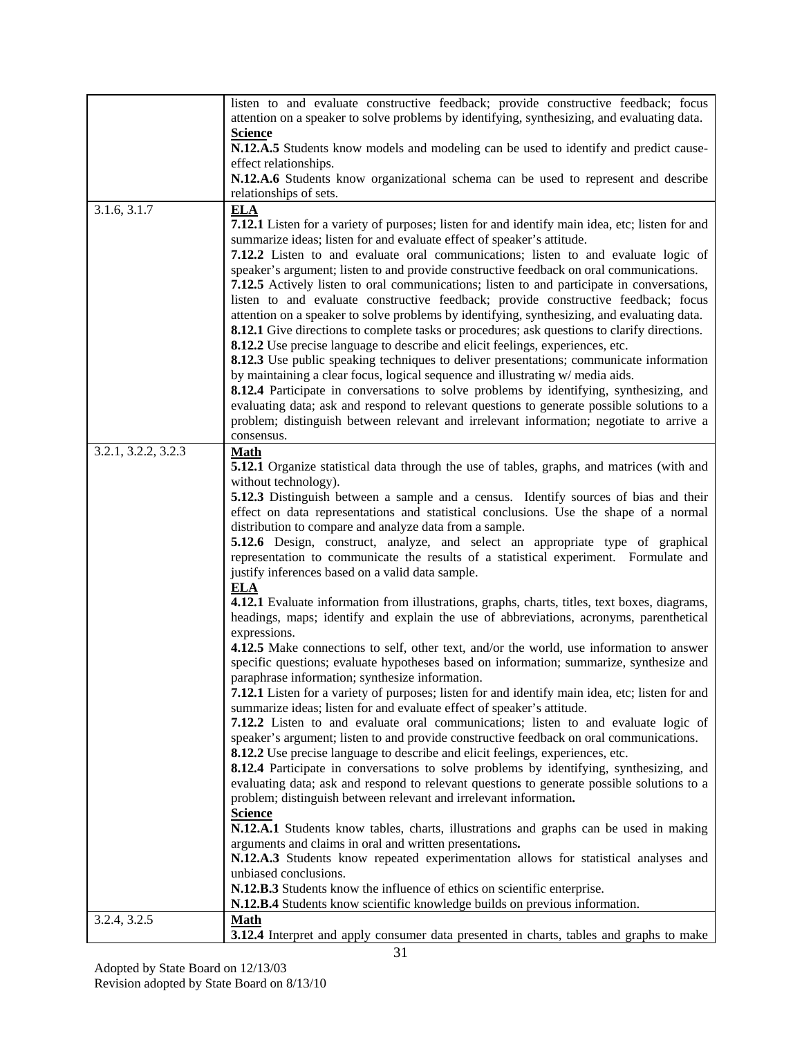| | |
|---|---|
| | listen to and evaluate constructive feedback; provide constructive feedback; focus attention on a speaker to solve problems by identifying, synthesizing, and evaluating data.<br>**Science**<br>**N.12.A.5** Students know models and modeling can be used to identify and predict cause-effect relationships.<br>**N.12.A.6** Students know organizational schema can be used to represent and describe relationships of sets. |
| 3.1.6, 3.1.7 | **ELA**<br>**7.12.1** Listen for a variety of purposes; listen for and identify main idea, etc; listen for and summarize ideas; listen for and evaluate effect of speaker's attitude.<br>**7.12.2** Listen to and evaluate oral communications; listen to and evaluate logic of speaker's argument; listen to and provide constructive feedback on oral communications.<br>**7.12.5** Actively listen to oral communications; listen to and participate in conversations, listen to and evaluate constructive feedback; provide constructive feedback; focus attention on a speaker to solve problems by identifying, synthesizing, and evaluating data.<br>**8.12.1** Give directions to complete tasks or procedures; ask questions to clarify directions.<br>**8.12.2** Use precise language to describe and elicit feelings, experiences, etc.<br>**8.12.3** Use public speaking techniques to deliver presentations; communicate information by maintaining a clear focus, logical sequence and illustrating w/ media aids.<br>**8.12.4** Participate in conversations to solve problems by identifying, synthesizing, and evaluating data; ask and respond to relevant questions to generate possible solutions to a problem; distinguish between relevant and irrelevant information; negotiate to arrive a consensus. |
| 3.2.1, 3.2.2, 3.2.3 | **Math**<br>**5.12.1** Organize statistical data through the use of tables, graphs, and matrices (with and without technology).<br>**5.12.3** Distinguish between a sample and a census. Identify sources of bias and their effect on data representations and statistical conclusions. Use the shape of a normal distribution to compare and analyze data from a sample.<br>**5.12.6** Design, construct, analyze, and select an appropriate type of graphical representation to communicate the results of a statistical experiment. Formulate and justify inferences based on a valid data sample.<br>**ELA**<br>**4.12.1** Evaluate information from illustrations, graphs, charts, titles, text boxes, diagrams, headings, maps; identify and explain the use of abbreviations, acronyms, parenthetical expressions.<br>**4.12.5** Make connections to self, other text, and/or the world, use information to answer specific questions; evaluate hypotheses based on information; summarize, synthesize and paraphrase information; synthesize information.<br>**7.12.1** Listen for a variety of purposes; listen for and identify main idea, etc; listen for and summarize ideas; listen for and evaluate effect of speaker's attitude.<br>**7.12.2** Listen to and evaluate oral communications; listen to and evaluate logic of speaker's argument; listen to and provide constructive feedback on oral communications.<br>**8.12.2** Use precise language to describe and elicit feelings, experiences, etc.<br>**8.12.4** Participate in conversations to solve problems by identifying, synthesizing, and evaluating data; ask and respond to relevant questions to generate possible solutions to a problem; distinguish between relevant and irrelevant information.<br>**Science**<br>**N.12.A.1** Students know tables, charts, illustrations and graphs can be used in making arguments and claims in oral and written presentations.<br>**N.12.A.3** Students know repeated experimentation allows for statistical analyses and unbiased conclusions.<br>**N.12.B.3** Students know the influence of ethics on scientific enterprise.<br>**N.12.B.4** Students know scientific knowledge builds on previous information. |
| 3.2.4, 3.2.5 | **Math**<br>**3.12.4** Interpret and apply consumer data presented in charts, tables and graphs to make |

Adopted by State Board on 12/13/03
Revision adopted by State Board on 8/13/10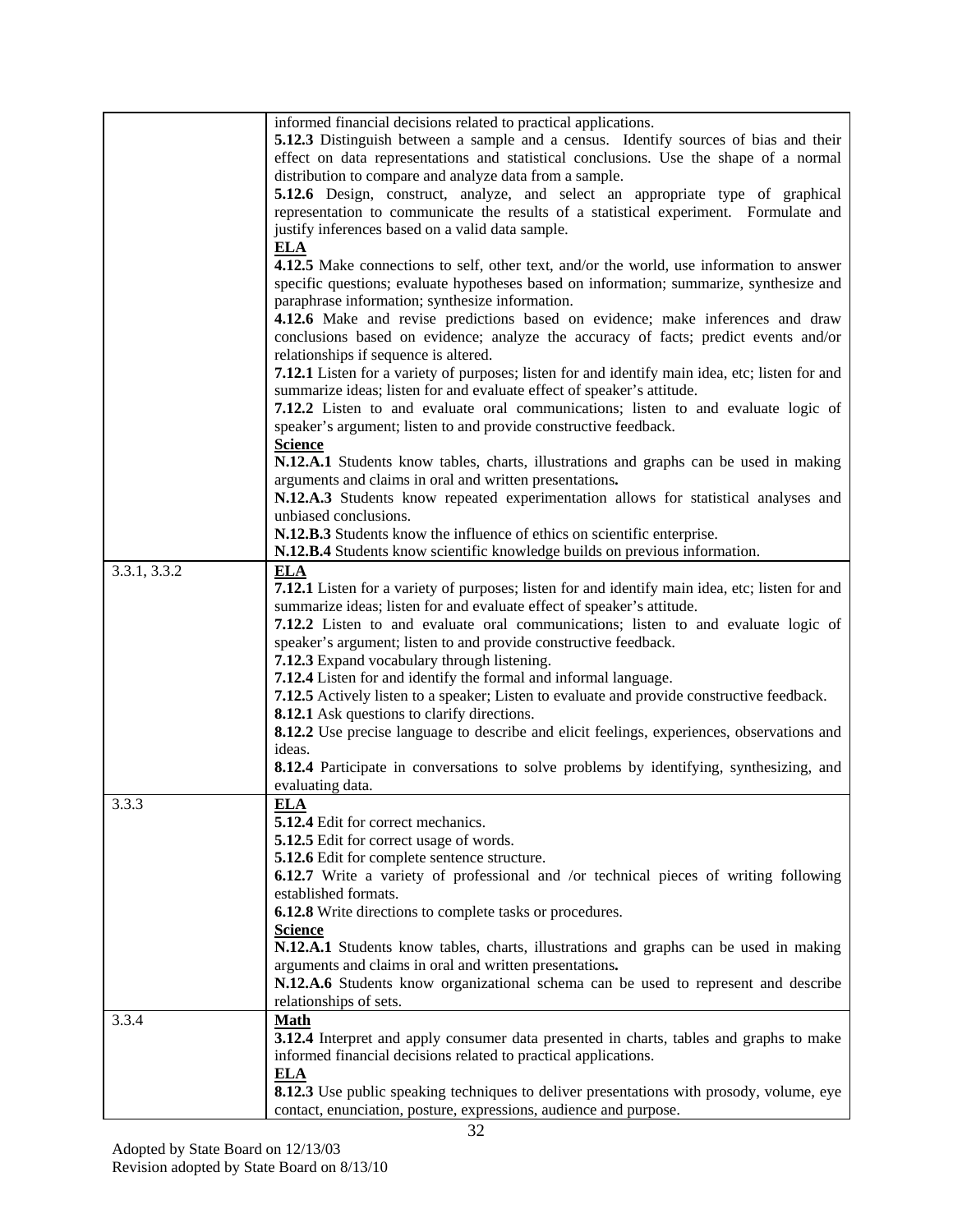| | |
|---|---|
| | informed financial decisions related to practical applications.<br>**5.12.3** Distinguish between a sample and a census. Identify sources of bias and their effect on data representations and statistical conclusions. Use the shape of a normal distribution to compare and analyze data from a sample.<br>**5.12.6** Design, construct, analyze, and select an appropriate type of graphical representation to communicate the results of a statistical experiment. Formulate and justify inferences based on a valid data sample.<br>**<u>ELA</u>**<br>**4.12.5** Make connections to self, other text, and/or the world, use information to answer specific questions; evaluate hypotheses based on information; summarize, synthesize and paraphrase information; synthesize information.<br>**4.12.6** Make and revise predictions based on evidence; make inferences and draw conclusions based on evidence; analyze the accuracy of facts; predict events and/or relationships if sequence is altered.<br>**7.12.1** Listen for a variety of purposes; listen for and identify main idea, etc; listen for and summarize ideas; listen for and evaluate effect of speaker's attitude.<br>**7.12.2** Listen to and evaluate oral communications; listen to and evaluate logic of speaker's argument; listen to and provide constructive feedback.<br>**<u>Science</u>**<br>**N.12.A.1** Students know tables, charts, illustrations and graphs can be used in making arguments and claims in oral and written presentations**.**<br>**N.12.A.3** Students know repeated experimentation allows for statistical analyses and unbiased conclusions.<br>**N.12.B.3** Students know the influence of ethics on scientific enterprise.<br>**N.12.B.4** Students know scientific knowledge builds on previous information. |
| 3.3.1, 3.3.2 | **<u>ELA</u>**<br>**7.12.1** Listen for a variety of purposes; listen for and identify main idea, etc; listen for and summarize ideas; listen for and evaluate effect of speaker's attitude.<br>**7.12.2** Listen to and evaluate oral communications; listen to and evaluate logic of speaker's argument; listen to and provide constructive feedback.<br>**7.12.3** Expand vocabulary through listening.<br>**7.12.4** Listen for and identify the formal and informal language.<br>**7.12.5** Actively listen to a speaker; Listen to evaluate and provide constructive feedback.<br>**8.12.1** Ask questions to clarify directions.<br>**8.12.2** Use precise language to describe and elicit feelings, experiences, observations and ideas.<br>**8.12.4** Participate in conversations to solve problems by identifying, synthesizing, and evaluating data. |
| 3.3.3 | **<u>ELA</u>**<br>**5.12.4** Edit for correct mechanics.<br>**5.12.5** Edit for correct usage of words.<br>**5.12.6** Edit for complete sentence structure.<br>**6.12.7** Write a variety of professional and /or technical pieces of writing following established formats.<br>**6.12.8** Write directions to complete tasks or procedures.<br>**<u>Science</u>**<br>**N.12.A.1** Students know tables, charts, illustrations and graphs can be used in making arguments and claims in oral and written presentations**.**<br>**N.12.A.6** Students know organizational schema can be used to represent and describe relationships of sets. |
| 3.3.4 | **<u>Math</u>**<br>**3.12.4** Interpret and apply consumer data presented in charts, tables and graphs to make informed financial decisions related to practical applications.<br>**<u>ELA</u>**<br>**8.12.3** Use public speaking techniques to deliver presentations with prosody, volume, eye contact, enunciation, posture, expressions, audience and purpose. |

Adopted by State Board on 12/13/03
Revision adopted by State Board on 8/13/10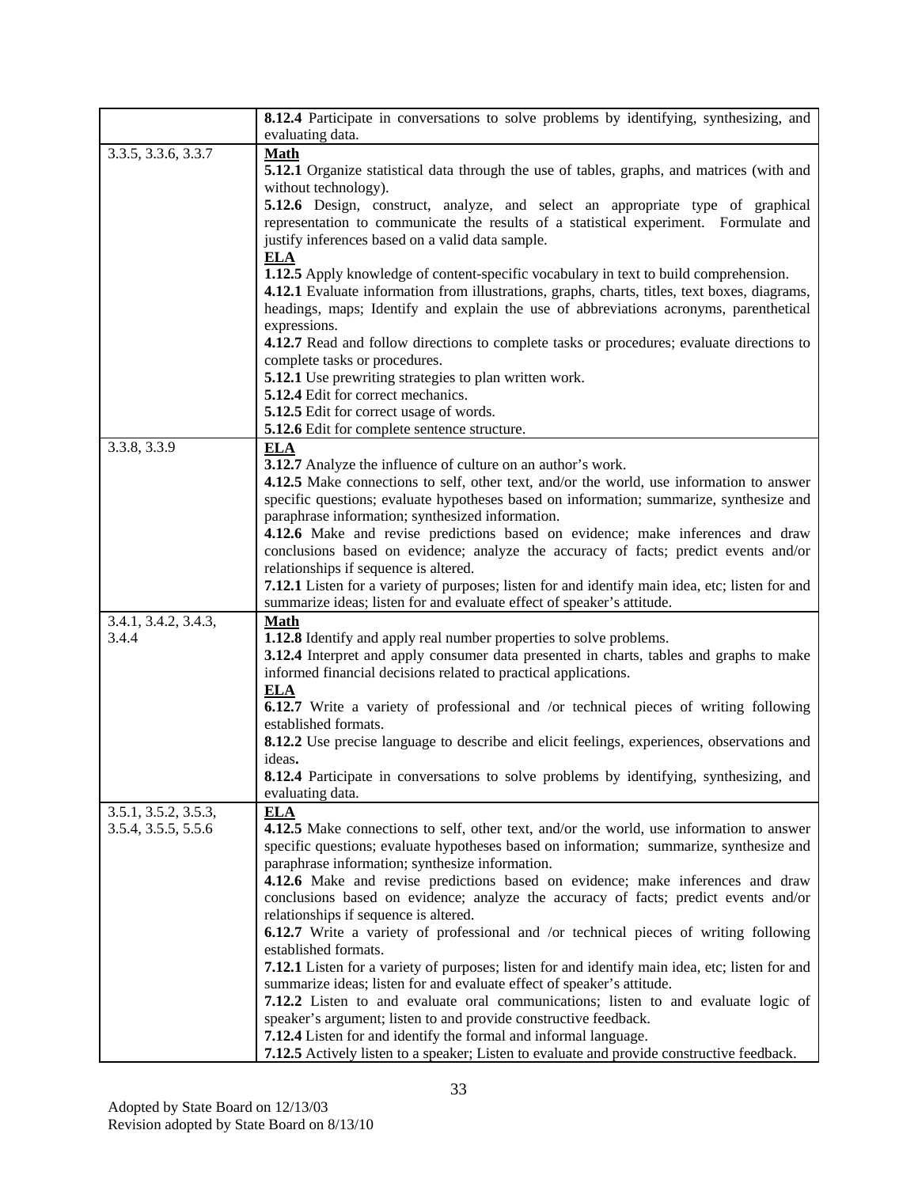| | |
|---|---|
| | **8.12.4** Participate in conversations to solve problems by identifying, synthesizing, and evaluating data. |
| 3.3.5, 3.3.6, 3.3.7 | **<u>Math</u>**<br>**5.12.1** Organize statistical data through the use of tables, graphs, and matrices (with and without technology).<br>**5.12.6** Design, construct, analyze, and select an appropriate type of graphical representation to communicate the results of a statistical experiment. Formulate and justify inferences based on a valid data sample.<br>**<u>ELA</u>**<br>**1.12.5** Apply knowledge of content-specific vocabulary in text to build comprehension.<br>**4.12.1** Evaluate information from illustrations, graphs, charts, titles, text boxes, diagrams, headings, maps; Identify and explain the use of abbreviations acronyms, parenthetical expressions.<br>**4.12.7** Read and follow directions to complete tasks or procedures; evaluate directions to complete tasks or procedures.<br>**5.12.1** Use prewriting strategies to plan written work.<br>**5.12.4** Edit for correct mechanics.<br>**5.12.5** Edit for correct usage of words.<br>**5.12.6** Edit for complete sentence structure. |
| 3.3.8, 3.3.9 | **<u>ELA</u>**<br>**3.12.7** Analyze the influence of culture on an author's work.<br>**4.12.5** Make connections to self, other text, and/or the world, use information to answer specific questions; evaluate hypotheses based on information; summarize, synthesize and paraphrase information; synthesized information.<br>**4.12.6** Make and revise predictions based on evidence; make inferences and draw conclusions based on evidence; analyze the accuracy of facts; predict events and/or relationships if sequence is altered.<br>**7.12.1** Listen for a variety of purposes; listen for and identify main idea, etc; listen for and summarize ideas; listen for and evaluate effect of speaker's attitude. |
| 3.4.1, 3.4.2, 3.4.3, 3.4.4 | **<u>Math</u>**<br>**1.12.8** Identify and apply real number properties to solve problems.<br>**3.12.4** Interpret and apply consumer data presented in charts, tables and graphs to make informed financial decisions related to practical applications.<br>**<u>ELA</u>**<br>**6.12.7** Write a variety of professional and /or technical pieces of writing following established formats.<br>**8.12.2** Use precise language to describe and elicit feelings, experiences, observations and ideas.<br>**8.12.4** Participate in conversations to solve problems by identifying, synthesizing, and evaluating data. |
| 3.5.1, 3.5.2, 3.5.3, 3.5.4, 3.5.5, 5.5.6 | **<u>ELA</u>**<br>**4.12.5** Make connections to self, other text, and/or the world, use information to answer specific questions; evaluate hypotheses based on information; summarize, synthesize and paraphrase information; synthesize information.<br>**4.12.6** Make and revise predictions based on evidence; make inferences and draw conclusions based on evidence; analyze the accuracy of facts; predict events and/or relationships if sequence is altered.<br>**6.12.7** Write a variety of professional and /or technical pieces of writing following established formats.<br>**7.12.1** Listen for a variety of purposes; listen for and identify main idea, etc; listen for and summarize ideas; listen for and evaluate effect of speaker's attitude.<br>**7.12.2** Listen to and evaluate oral communications; listen to and evaluate logic of speaker's argument; listen to and provide constructive feedback.<br>**7.12.4** Listen for and identify the formal and informal language.<br>**7.12.5** Actively listen to a speaker; Listen to evaluate and provide constructive feedback. |

Adopted by State Board on 12/13/03
Revision adopted by State Board on 8/13/10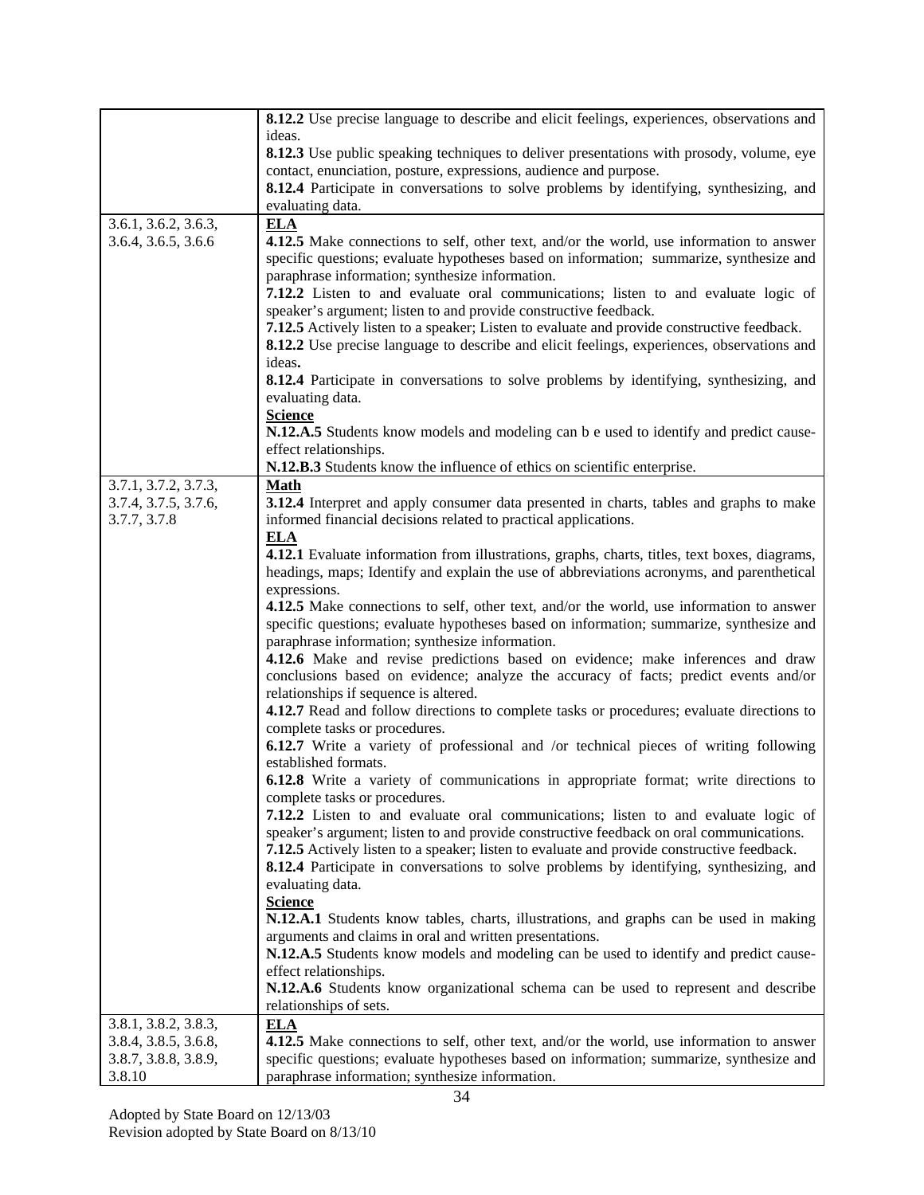| | |
|---|---|
| | **8.12.2** Use precise language to describe and elicit feelings, experiences, observations and ideas.<br>**8.12.3** Use public speaking techniques to deliver presentations with prosody, volume, eye contact, enunciation, posture, expressions, audience and purpose.<br>**8.12.4** Participate in conversations to solve problems by identifying, synthesizing, and evaluating data. |
| 3.6.1, 3.6.2, 3.6.3, 3.6.4, 3.6.5, 3.6.6 | **<u>ELA</u>**<br>**4.12.5** Make connections to self, other text, and/or the world, use information to answer specific questions; evaluate hypotheses based on information; summarize, synthesize and paraphrase information; synthesize information.<br>**7.12.2** Listen to and evaluate oral communications; listen to and evaluate logic of speaker's argument; listen to and provide constructive feedback.<br>**7.12.5** Actively listen to a speaker; Listen to evaluate and provide constructive feedback.<br>**8.12.2** Use precise language to describe and elicit feelings, experiences, observations and ideas**.**<br>**8.12.4** Participate in conversations to solve problems by identifying, synthesizing, and evaluating data.<br>**<u>Science</u>**<br>**N.12.A.5** Students know models and modeling can b e used to identify and predict cause-effect relationships.<br>**N.12.B.3** Students know the influence of ethics on scientific enterprise. |
| 3.7.1, 3.7.2, 3.7.3, 3.7.4, 3.7.5, 3.7.6, 3.7.7, 3.7.8 | **<u>Math</u>**<br>**3.12.4** Interpret and apply consumer data presented in charts, tables and graphs to make informed financial decisions related to practical applications.<br>**<u>ELA</u>**<br>**4.12.1** Evaluate information from illustrations, graphs, charts, titles, text boxes, diagrams, headings, maps; Identify and explain the use of abbreviations acronyms, and parenthetical expressions.<br>**4.12.5** Make connections to self, other text, and/or the world, use information to answer specific questions; evaluate hypotheses based on information; summarize, synthesize and paraphrase information; synthesize information.<br>**4.12.6** Make and revise predictions based on evidence; make inferences and draw conclusions based on evidence; analyze the accuracy of facts; predict events and/or relationships if sequence is altered.<br>**4.12.7** Read and follow directions to complete tasks or procedures; evaluate directions to complete tasks or procedures.<br>**6.12.7** Write a variety of professional and /or technical pieces of writing following established formats.<br>**6.12.8** Write a variety of communications in appropriate format; write directions to complete tasks or procedures.<br>**7.12.2** Listen to and evaluate oral communications; listen to and evaluate logic of speaker's argument; listen to and provide constructive feedback on oral communications.<br>**7.12.5** Actively listen to a speaker; listen to evaluate and provide constructive feedback.<br>**8.12.4** Participate in conversations to solve problems by identifying, synthesizing, and evaluating data.<br>**<u>Science</u>**<br>**N.12.A.1** Students know tables, charts, illustrations, and graphs can be used in making arguments and claims in oral and written presentations.<br>**N.12.A.5** Students know models and modeling can be used to identify and predict cause-effect relationships.<br>**N.12.A.6** Students know organizational schema can be used to represent and describe relationships of sets. |
| 3.8.1, 3.8.2, 3.8.3, 3.8.4, 3.8.5, 3.6.8, 3.8.7, 3.8.8, 3.8.9, 3.8.10 | **<u>ELA</u>**<br>**4.12.5** Make connections to self, other text, and/or the world, use information to answer specific questions; evaluate hypotheses based on information; summarize, synthesize and paraphrase information; synthesize information. |

Adopted by State Board on 12/13/03
Revision adopted by State Board on 8/13/10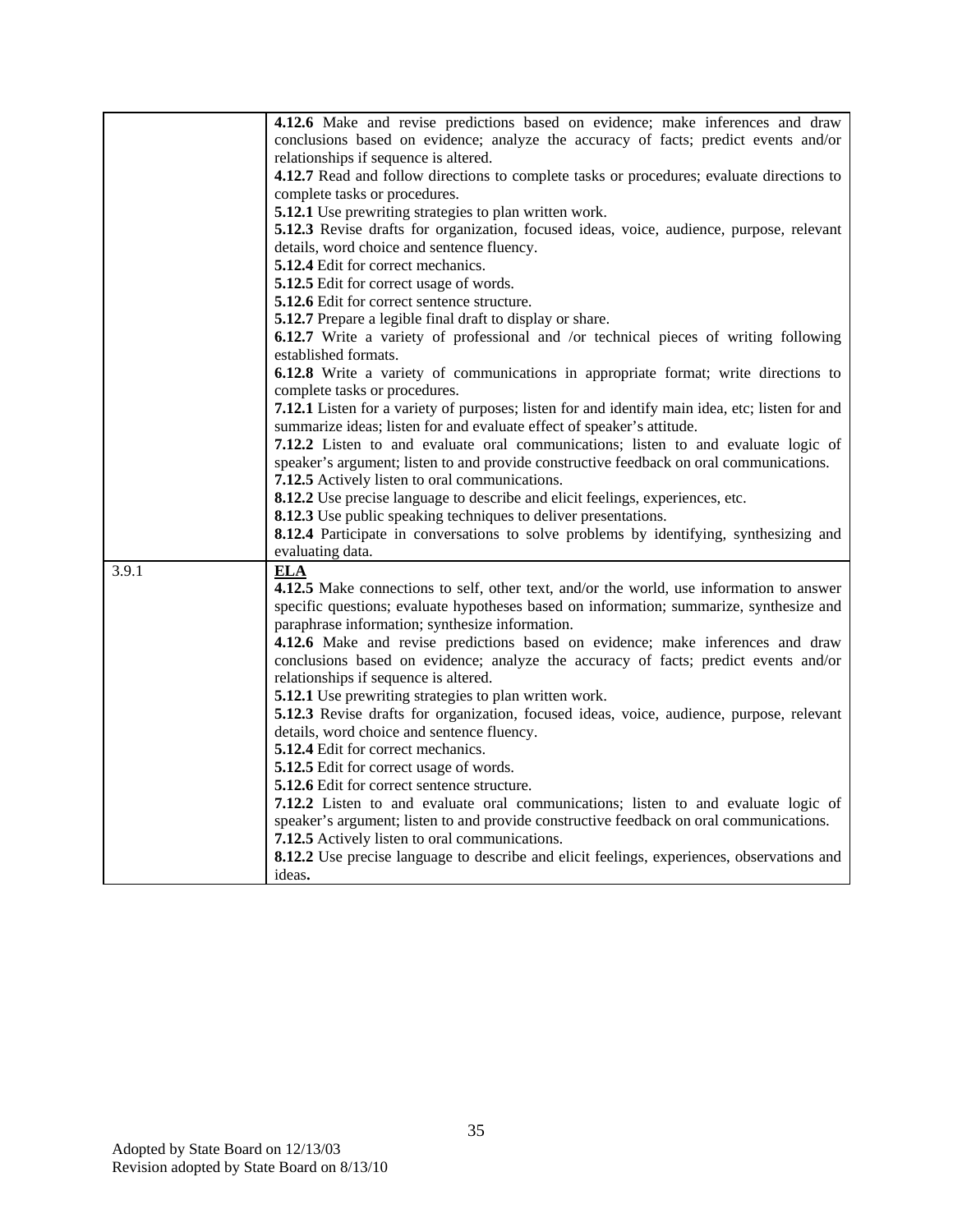| | |
|---|---|
| | **4.12.6** Make and revise predictions based on evidence; make inferences and draw conclusions based on evidence; analyze the accuracy of facts; predict events and/or relationships if sequence is altered.<br>**4.12.7** Read and follow directions to complete tasks or procedures; evaluate directions to complete tasks or procedures.<br>**5.12.1** Use prewriting strategies to plan written work.<br>**5.12.3** Revise drafts for organization, focused ideas, voice, audience, purpose, relevant details, word choice and sentence fluency.<br>**5.12.4** Edit for correct mechanics.<br>**5.12.5** Edit for correct usage of words.<br>**5.12.6** Edit for correct sentence structure.<br>**5.12.7** Prepare a legible final draft to display or share.<br>**6.12.7** Write a variety of professional and /or technical pieces of writing following established formats.<br>**6.12.8** Write a variety of communications in appropriate format; write directions to complete tasks or procedures.<br>**7.12.1** Listen for a variety of purposes; listen for and identify main idea, etc; listen for and summarize ideas; listen for and evaluate effect of speaker's attitude.<br>**7.12.2** Listen to and evaluate oral communications; listen to and evaluate logic of speaker's argument; listen to and provide constructive feedback on oral communications.<br>**7.12.5** Actively listen to oral communications.<br>**8.12.2** Use precise language to describe and elicit feelings, experiences, etc.<br>**8.12.3** Use public speaking techniques to deliver presentations.<br>**8.12.4** Participate in conversations to solve problems by identifying, synthesizing and evaluating data. |
| 3.9.1 | **ELA**<br>**4.12.5** Make connections to self, other text, and/or the world, use information to answer specific questions; evaluate hypotheses based on information; summarize, synthesize and paraphrase information; synthesize information.<br>**4.12.6** Make and revise predictions based on evidence; make inferences and draw conclusions based on evidence; analyze the accuracy of facts; predict events and/or relationships if sequence is altered.<br>**5.12.1** Use prewriting strategies to plan written work.<br>**5.12.3** Revise drafts for organization, focused ideas, voice, audience, purpose, relevant details, word choice and sentence fluency.<br>**5.12.4** Edit for correct mechanics.<br>**5.12.5** Edit for correct usage of words.<br>**5.12.6** Edit for correct sentence structure.<br>**7.12.2** Listen to and evaluate oral communications; listen to and evaluate logic of speaker's argument; listen to and provide constructive feedback on oral communications.<br>**7.12.5** Actively listen to oral communications.<br>**8.12.2** Use precise language to describe and elicit feelings, experiences, observations and ideas**.** |

Adopted by State Board on 12/13/03
Revision adopted by State Board on 8/13/10